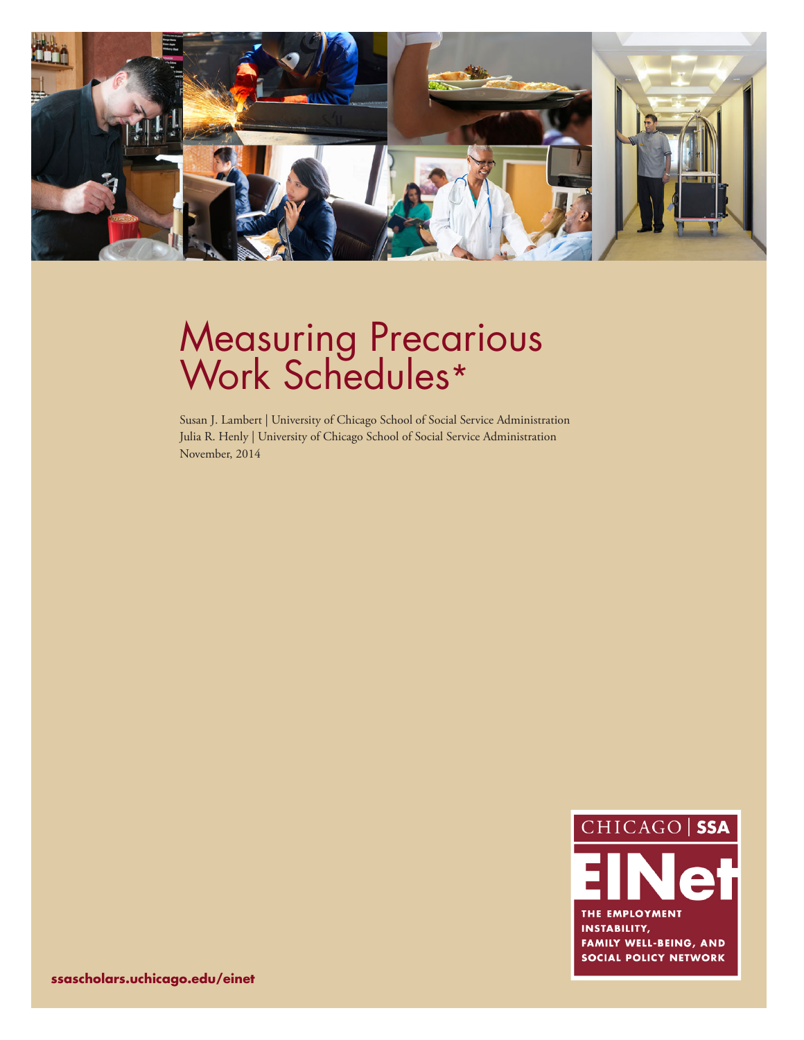# Measuring Precarious Work Schedules*

Susan J. Lambert | University of Chicago School of Social Service Administration
Julia R. Henly | University of Chicago School of Social Service Administration
November, 2014

CHICAGO | SSA

EINet

THE EMPLOYMENT INSTABILITY, FAMILY WELL-BEING, AND SOCIAL POLICY NETWORK

ssascholars.uchicago.edu/einet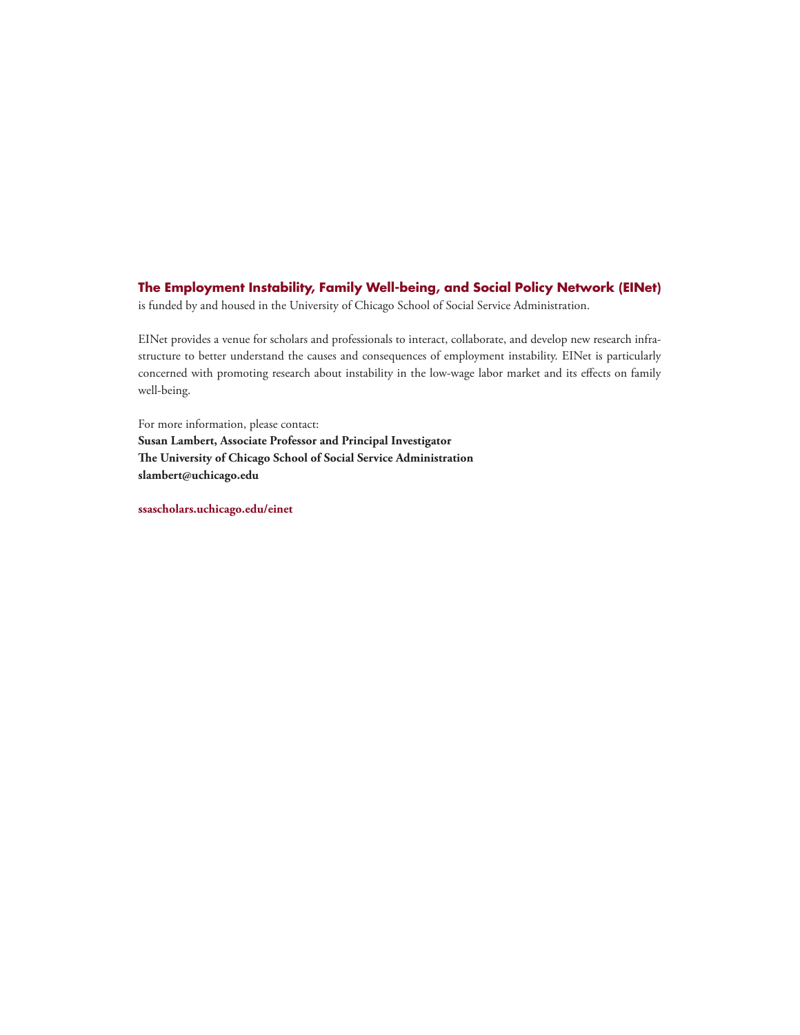**The Employment Instability, Family Well-being, and Social Policy Network (EINet)** is funded by and housed in the University of Chicago School of Social Service Administration.

EINet provides a venue for scholars and professionals to interact, collaborate, and develop new research infrastructure to better understand the causes and consequences of employment instability. EINet is particularly concerned with promoting research about instability in the low-wage labor market and its effects on family well-being.

For more information, please contact:
**Susan Lambert, Associate Professor and Principal Investigator**
**The University of Chicago School of Social Service Administration**
**slambert@uchicago.edu**

**ssascholars.uchicago.edu/einet**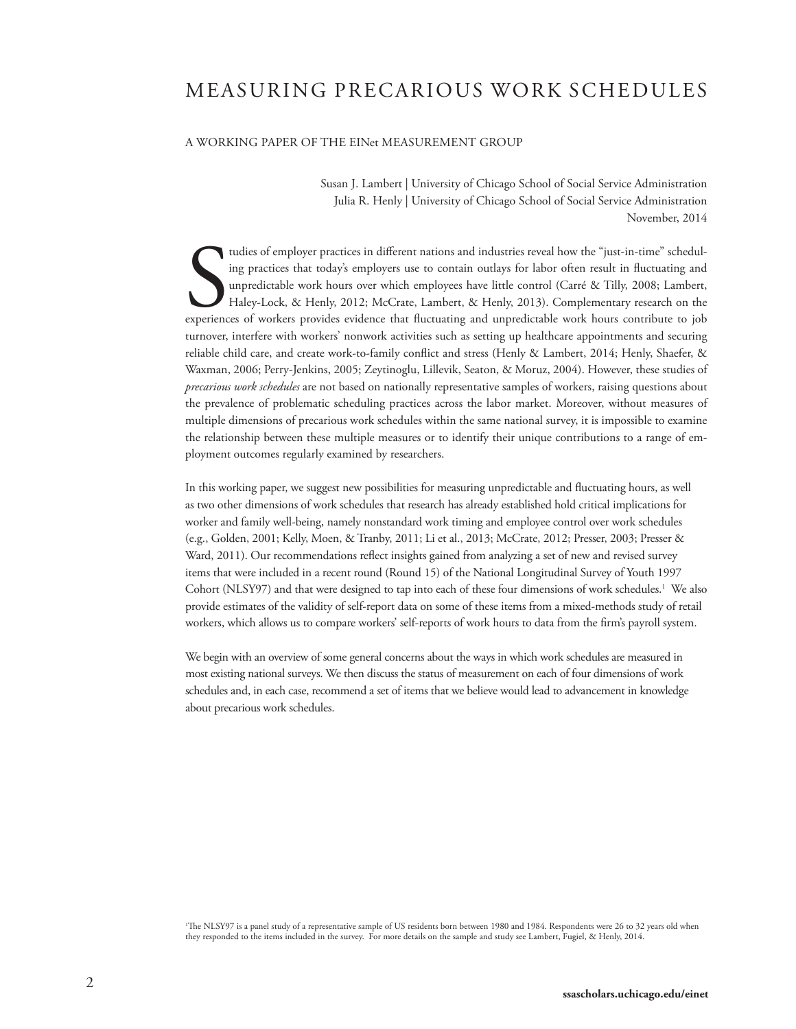# MEASURING PRECARIOUS WORK SCHEDULES

A WORKING PAPER OF THE EINet MEASUREMENT GROUP

Susan J. Lambert | University of Chicago School of Social Service Administration
Julia R. Henly | University of Chicago School of Social Service Administration
November, 2014

Studies of employer practices in different nations and industries reveal how the "just-in-time" scheduling practices that today's employers use to contain outlays for labor often result in fluctuating and unpredictable work hours over which employees have little control (Carré & Tilly, 2008; Lambert, Haley-Lock, & Henly, 2012; McCrate, Lambert, & Henly, 2013). Complementary research on the experiences of workers provides evidence that fluctuating and unpredictable work hours contribute to job turnover, interfere with workers' nonwork activities such as setting up healthcare appointments and securing reliable child care, and create work-to-family conflict and stress (Henly & Lambert, 2014; Henly, Shaefer, & Waxman, 2006; Perry-Jenkins, 2005; Zeytinoglu, Lillevik, Seaton, & Moruz, 2004). However, these studies of *precarious work schedules* are not based on nationally representative samples of workers, raising questions about the prevalence of problematic scheduling practices across the labor market. Moreover, without measures of multiple dimensions of precarious work schedules within the same national survey, it is impossible to examine the relationship between these multiple measures or to identify their unique contributions to a range of employment outcomes regularly examined by researchers.

In this working paper, we suggest new possibilities for measuring unpredictable and fluctuating hours, as well as two other dimensions of work schedules that research has already established hold critical implications for worker and family well-being, namely nonstandard work timing and employee control over work schedules (e.g., Golden, 2001; Kelly, Moen, & Tranby, 2011; Li et al., 2013; McCrate, 2012; Presser, 2003; Presser & Ward, 2011). Our recommendations reflect insights gained from analyzing a set of new and revised survey items that were included in a recent round (Round 15) of the National Longitudinal Survey of Youth 1997 Cohort (NLSY97) and that were designed to tap into each of these four dimensions of work schedules.[1] We also provide estimates of the validity of self-report data on some of these items from a mixed-methods study of retail workers, which allows us to compare workers' self-reports of work hours to data from the firm's payroll system.

We begin with an overview of some general concerns about the ways in which work schedules are measured in most existing national surveys. We then discuss the status of measurement on each of four dimensions of work schedules and, in each case, recommend a set of items that we believe would lead to advancement in knowledge about precarious work schedules.

[1]The NLSY97 is a panel study of a representative sample of US residents born between 1980 and 1984. Respondents were 26 to 32 years old when they responded to the items included in the survey. For more details on the sample and study see Lambert, Fugiel, & Henly, 2014.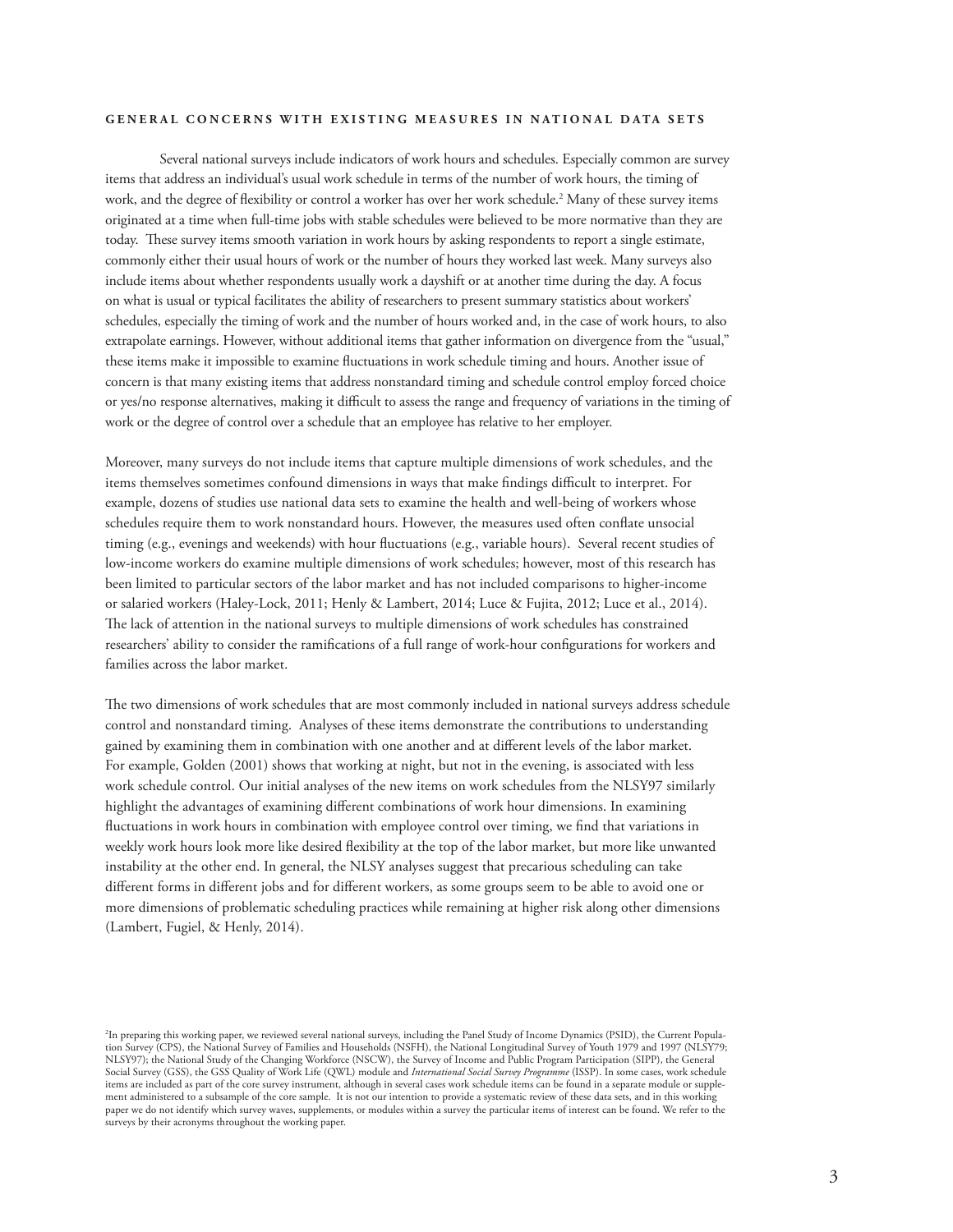## GENERAL CONCERNS WITH EXISTING MEASURES IN NATIONAL DATA SETS

Several national surveys include indicators of work hours and schedules. Especially common are survey items that address an individual's usual work schedule in terms of the number of work hours, the timing of work, and the degree of flexibility or control a worker has over her work schedule.[2] Many of these survey items originated at a time when full-time jobs with stable schedules were believed to be more normative than they are today. These survey items smooth variation in work hours by asking respondents to report a single estimate, commonly either their usual hours of work or the number of hours they worked last week. Many surveys also include items about whether respondents usually work a dayshift or at another time during the day. A focus on what is usual or typical facilitates the ability of researchers to present summary statistics about workers' schedules, especially the timing of work and the number of hours worked and, in the case of work hours, to also extrapolate earnings. However, without additional items that gather information on divergence from the "usual," these items make it impossible to examine fluctuations in work schedule timing and hours. Another issue of concern is that many existing items that address nonstandard timing and schedule control employ forced choice or yes/no response alternatives, making it difficult to assess the range and frequency of variations in the timing of work or the degree of control over a schedule that an employee has relative to her employer.

Moreover, many surveys do not include items that capture multiple dimensions of work schedules, and the items themselves sometimes confound dimensions in ways that make findings difficult to interpret. For example, dozens of studies use national data sets to examine the health and well-being of workers whose schedules require them to work nonstandard hours. However, the measures used often conflate unsocial timing (e.g., evenings and weekends) with hour fluctuations (e.g., variable hours). Several recent studies of low-income workers do examine multiple dimensions of work schedules; however, most of this research has been limited to particular sectors of the labor market and has not included comparisons to higher-income or salaried workers (Haley-Lock, 2011; Henly & Lambert, 2014; Luce & Fujita, 2012; Luce et al., 2014). The lack of attention in the national surveys to multiple dimensions of work schedules has constrained researchers' ability to consider the ramifications of a full range of work-hour configurations for workers and families across the labor market.

The two dimensions of work schedules that are most commonly included in national surveys address schedule control and nonstandard timing. Analyses of these items demonstrate the contributions to understanding gained by examining them in combination with one another and at different levels of the labor market. For example, Golden (2001) shows that working at night, but not in the evening, is associated with less work schedule control. Our initial analyses of the new items on work schedules from the NLSY97 similarly highlight the advantages of examining different combinations of work hour dimensions. In examining fluctuations in work hours in combination with employee control over timing, we find that variations in weekly work hours look more like desired flexibility at the top of the labor market, but more like unwanted instability at the other end. In general, the NLSY analyses suggest that precarious scheduling can take different forms in different jobs and for different workers, as some groups seem to be able to avoid one or more dimensions of problematic scheduling practices while remaining at higher risk along other dimensions (Lambert, Fugiel, & Henly, 2014).

[2] In preparing this working paper, we reviewed several national surveys, including the Panel Study of Income Dynamics (PSID), the Current Population Survey (CPS), the National Survey of Families and Households (NSFH), the National Longitudinal Survey of Youth 1979 and 1997 (NLSY79; NLSY97); the National Study of the Changing Workforce (NSCW), the Survey of Income and Public Program Participation (SIPP), the General Social Survey (GSS), the GSS Quality of Work Life (QWL) module and *International Social Survey Programme* (ISSP). In some cases, work schedule items are included as part of the core survey instrument, although in several cases work schedule items can be found in a separate module or supplement administered to a subsample of the core sample. It is not our intention to provide a systematic review of these data sets, and in this working paper we do not identify which survey waves, supplements, or modules within a survey the particular items of interest can be found. We refer to the surveys by their acronyms throughout the working paper.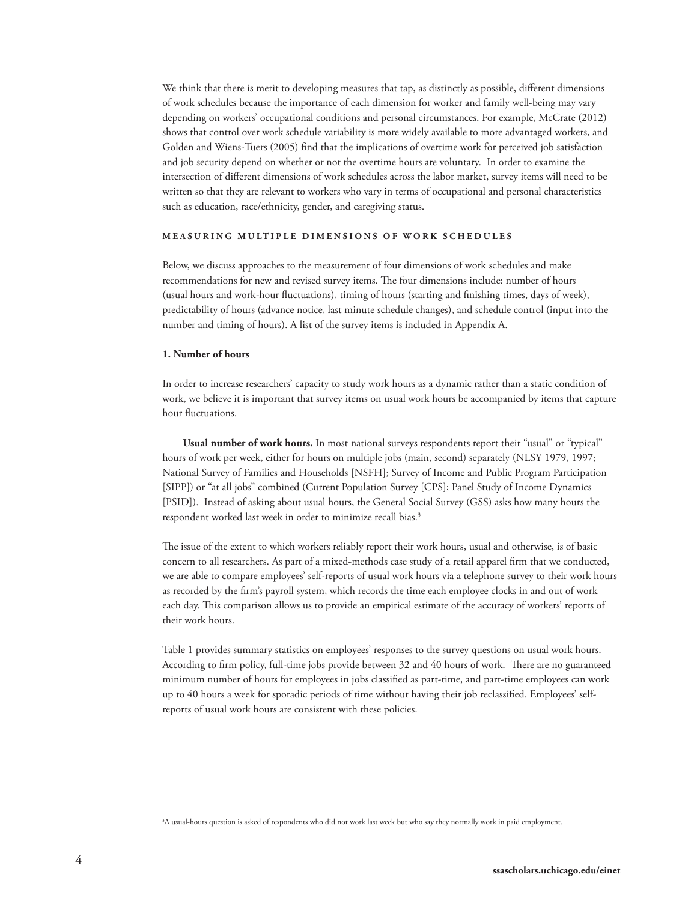We think that there is merit to developing measures that tap, as distinctly as possible, different dimensions of work schedules because the importance of each dimension for worker and family well-being may vary depending on workers' occupational conditions and personal circumstances. For example, McCrate (2012) shows that control over work schedule variability is more widely available to more advantaged workers, and Golden and Wiens-Tuers (2005) find that the implications of overtime work for perceived job satisfaction and job security depend on whether or not the overtime hours are voluntary. In order to examine the intersection of different dimensions of work schedules across the labor market, survey items will need to be written so that they are relevant to workers who vary in terms of occupational and personal characteristics such as education, race/ethnicity, gender, and caregiving status.

## MEASURING MULTIPLE DIMENSIONS OF WORK SCHEDULES

Below, we discuss approaches to the measurement of four dimensions of work schedules and make recommendations for new and revised survey items. The four dimensions include: number of hours (usual hours and work-hour fluctuations), timing of hours (starting and finishing times, days of week), predictability of hours (advance notice, last minute schedule changes), and schedule control (input into the number and timing of hours). A list of the survey items is included in Appendix A.

### 1. Number of hours

In order to increase researchers' capacity to study work hours as a dynamic rather than a static condition of work, we believe it is important that survey items on usual work hours be accompanied by items that capture hour fluctuations.

**Usual number of work hours.** In most national surveys respondents report their "usual" or "typical" hours of work per week, either for hours on multiple jobs (main, second) separately (NLSY 1979, 1997; National Survey of Families and Households [NSFH]; Survey of Income and Public Program Participation [SIPP]) or "at all jobs" combined (Current Population Survey [CPS]; Panel Study of Income Dynamics [PSID]). Instead of asking about usual hours, the General Social Survey (GSS) asks how many hours the respondent worked last week in order to minimize recall bias.[3]

The issue of the extent to which workers reliably report their work hours, usual and otherwise, is of basic concern to all researchers. As part of a mixed-methods case study of a retail apparel firm that we conducted, we are able to compare employees' self-reports of usual work hours via a telephone survey to their work hours as recorded by the firm's payroll system, which records the time each employee clocks in and out of work each day. This comparison allows us to provide an empirical estimate of the accuracy of workers' reports of their work hours.

Table 1 provides summary statistics on employees' responses to the survey questions on usual work hours. According to firm policy, full-time jobs provide between 32 and 40 hours of work. There are no guaranteed minimum number of hours for employees in jobs classified as part-time, and part-time employees can work up to 40 hours a week for sporadic periods of time without having their job reclassified. Employees' self-reports of usual work hours are consistent with these policies.

[3]A usual-hours question is asked of respondents who did not work last week but who say they normally work in paid employment.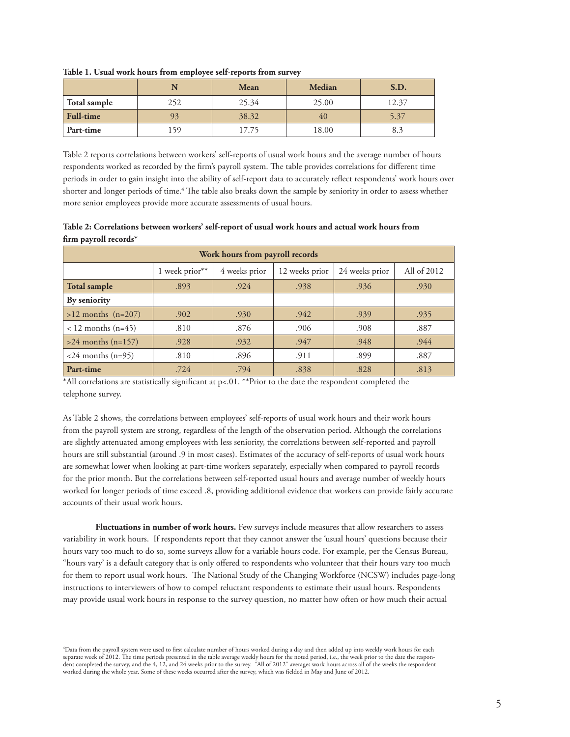**Table 1. Usual work hours from employee self-reports from survey**

| | N | Mean | Median | S.D. |
|---|---|---|---|---|
| **Total sample** | 252 | 25.34 | 25.00 | 12.37 |
| **Full-time** | 93 | 38.32 | 40 | 5.37 |
| **Part-time** | 159 | 17.75 | 18.00 | 8.3 |

Table 2 reports correlations between workers' self-reports of usual work hours and the average number of hours respondents worked as recorded by the firm's payroll system. The table provides correlations for different time periods in order to gain insight into the ability of self-report data to accurately reflect respondents' work hours over shorter and longer periods of time.[4] The table also breaks down the sample by seniority in order to assess whether more senior employees provide more accurate assessments of usual hours.

**Table 2: Correlations between workers' self-report of usual work hours and actual work hours from firm payroll records***

| Work hours from payroll records | | | | | |
|---|---|---|---|---|---|
| | 1 week prior** | 4 weeks prior | 12 weeks prior | 24 weeks prior | All of 2012 |
| **Total sample** | .893 | .924 | .938 | .936 | .930 |
| **By seniority** | | | | | |
| >12 months (n=207) | .902 | .930 | .942 | .939 | .935 |
| < 12 months (n=45) | .810 | .876 | .906 | .908 | .887 |
| >24 months (n=157) | .928 | .932 | .947 | .948 | .944 |
| <24 months (n=95) | .810 | .896 | .911 | .899 | .887 |
| **Part-time** | .724 | .794 | .838 | .828 | .813 |

*All correlations are statistically significant at p<.01. **Prior to the date the respondent completed the telephone survey.

As Table 2 shows, the correlations between employees' self-reports of usual work hours and their work hours from the payroll system are strong, regardless of the length of the observation period. Although the correlations are slightly attenuated among employees with less seniority, the correlations between self-reported and payroll hours are still substantial (around .9 in most cases). Estimates of the accuracy of self-reports of usual work hours are somewhat lower when looking at part-time workers separately, especially when compared to payroll records for the prior month. But the correlations between self-reported usual hours and average number of weekly hours worked for longer periods of time exceed .8, providing additional evidence that workers can provide fairly accurate accounts of their usual work hours.

**Fluctuations in number of work hours.** Few surveys include measures that allow researchers to assess variability in work hours. If respondents report that they cannot answer the 'usual hours' questions because their hours vary too much to do so, some surveys allow for a variable hours code. For example, per the Census Bureau, "hours vary' is a default category that is only offered to respondents who volunteer that their hours vary too much for them to report usual work hours. The National Study of the Changing Workforce (NCSW) includes page-long instructions to interviewers of how to compel reluctant respondents to estimate their usual hours. Respondents may provide usual work hours in response to the survey question, no matter how often or how much their actual

[4] Data from the payroll system were used to first calculate number of hours worked during a day and then added up into weekly work hours for each separate week of 2012. The time periods presented in the table average weekly hours for the noted period, i.e., the week prior to the date the respondent completed the survey, and the 4, 12, and 24 weeks prior to the survey. "All of 2012" averages work hours across all of the weeks the respondent worked during the whole year. Some of these weeks occurred after the survey, which was fielded in May and June of 2012.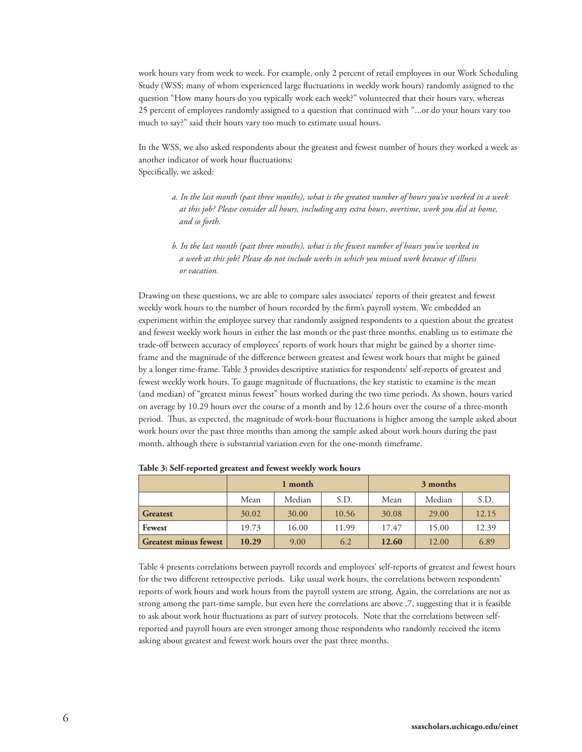work hours vary from week to week. For example, only 2 percent of retail employees in our Work Scheduling Study (WSS; many of whom experienced large fluctuations in weekly work hours) randomly assigned to the question "How many hours do you typically work each week?" volunteered that their hours vary, whereas 25 percent of employees randomly assigned to a question that continued with "...or do your hours vary too much to say?" said their hours vary too much to estimate usual hours.

In the WSS, we also asked respondents about the greatest and fewest number of hours they worked a week as another indicator of work hour fluctuations:
Specifically, we asked:

> *a. In the last month (past three months), what is the greatest number of hours you've worked in a week at this job? Please consider all hours, including any extra hours, overtime, work you did at home, and so forth.*
>
> *b. In the last month (past three months), what is the fewest number of hours you've worked in a week at this job? Please do not include weeks in which you missed work because of illness or vacation.*

Drawing on these questions, we are able to compare sales associates' reports of their greatest and fewest weekly work hours to the number of hours recorded by the firm's payroll system. We embedded an experiment within the employee survey that randomly assigned respondents to a question about the greatest and fewest weekly work hours in either the last month or the past three months, enabling us to estimate the trade-off between accuracy of employees' reports of work hours that might be gained by a shorter time-frame and the magnitude of the difference between greatest and fewest work hours that might be gained by a longer time-frame. Table 3 provides descriptive statistics for respondents' self-reports of greatest and fewest weekly work hours. To gauge magnitude of fluctuations, the key statistic to examine is the mean (and median) of "greatest minus fewest" hours worked during the two time periods. As shown, hours varied on average by 10.29 hours over the course of a month and by 12.6 hours over the course of a three-month period. Thus, as expected, the magnitude of work-hour fluctuations is higher among the sample asked about work hours over the past three months than among the sample asked about work hours during the past month, although there is substantial variation even for the one-month timeframe.

**Table 3: Self-reported greatest and fewest weekly work hours**

| | 1 month | | | 3 months | | |
|---|---|---|---|---|---|---|
| | Mean | Median | S.D. | Mean | Median | S.D. |
| **Greatest** | 30.02 | 30.00 | 10.56 | 30.08 | 29.00 | 12.15 |
| **Fewest** | 19.73 | 16.00 | 11.99 | 17.47 | 15.00 | 12.39 |
| **Greatest minus fewest** | **10.29** | 9.00 | 6.2 | **12.60** | 12.00 | 6.89 |

Table 4 presents correlations between payroll records and employees' self-reports of greatest and fewest hours for the two different retrospective periods. Like usual work hours, the correlations between respondents' reports of work hours and work hours from the payroll system are strong. Again, the correlations are not as strong among the part-time sample, but even here the correlations are above .7, suggesting that it is feasible to ask about work hour fluctuations as part of survey protocols. Note that the correlations between self-reported and payroll hours are even stronger among those respondents who randomly received the items asking about greatest and fewest work hours over the past three months.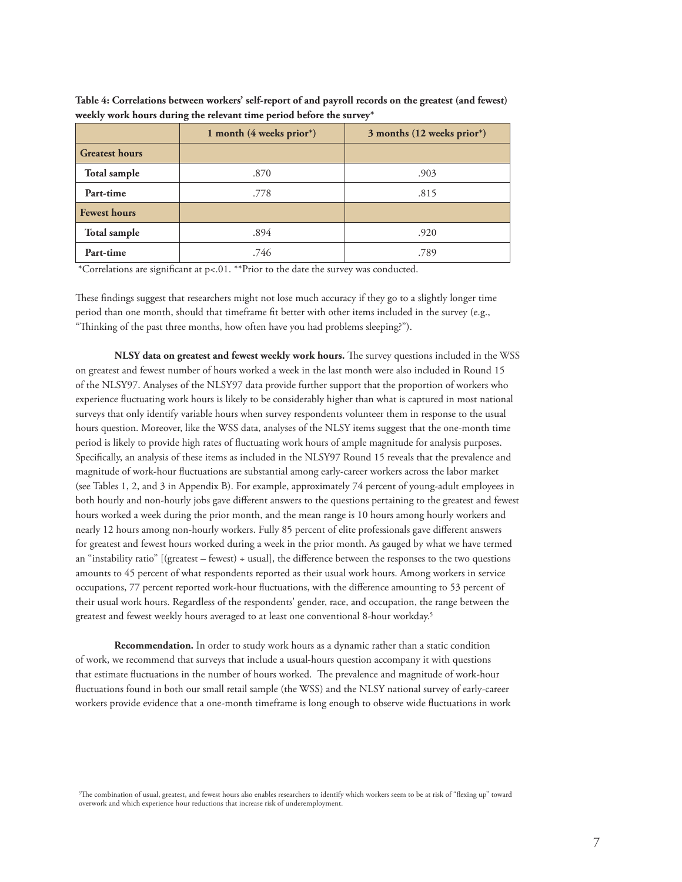**Table 4: Correlations between workers' self-report of and payroll records on the greatest (and fewest) weekly work hours during the relevant time period before the survey***

| | 1 month (4 weeks prior*) | 3 months (12 weeks prior*) |
|---|---|---|
| **Greatest hours** | | |
| **Total sample** | .870 | .903 |
| **Part-time** | .778 | .815 |
| **Fewest hours** | | |
| **Total sample** | .894 | .920 |
| **Part-time** | .746 | .789 |

*Correlations are significant at p<.01. **Prior to the date the survey was conducted.

These findings suggest that researchers might not lose much accuracy if they go to a slightly longer time period than one month, should that timeframe fit better with other items included in the survey (e.g., "Thinking of the past three months, how often have you had problems sleeping?").

**NLSY data on greatest and fewest weekly work hours.** The survey questions included in the WSS on greatest and fewest number of hours worked a week in the last month were also included in Round 15 of the NLSY97. Analyses of the NLSY97 data provide further support that the proportion of workers who experience fluctuating work hours is likely to be considerably higher than what is captured in most national surveys that only identify variable hours when survey respondents volunteer them in response to the usual hours question. Moreover, like the WSS data, analyses of the NLSY items suggest that the one-month time period is likely to provide high rates of fluctuating work hours of ample magnitude for analysis purposes. Specifically, an analysis of these items as included in the NLSY97 Round 15 reveals that the prevalence and magnitude of work-hour fluctuations are substantial among early-career workers across the labor market (see Tables 1, 2, and 3 in Appendix B). For example, approximately 74 percent of young-adult employees in both hourly and non-hourly jobs gave different answers to the questions pertaining to the greatest and fewest hours worked a week during the prior month, and the mean range is 10 hours among hourly workers and nearly 12 hours among non-hourly workers. Fully 85 percent of elite professionals gave different answers for greatest and fewest hours worked during a week in the prior month. As gauged by what we have termed an "instability ratio" [(greatest – fewest) ÷ usual], the difference between the responses to the two questions amounts to 45 percent of what respondents reported as their usual work hours. Among workers in service occupations, 77 percent reported work-hour fluctuations, with the difference amounting to 53 percent of their usual work hours. Regardless of the respondents' gender, race, and occupation, the range between the greatest and fewest weekly hours averaged to at least one conventional 8-hour workday.[5]

**Recommendation.** In order to study work hours as a dynamic rather than a static condition of work, we recommend that surveys that include a usual-hours question accompany it with questions that estimate fluctuations in the number of hours worked. The prevalence and magnitude of work-hour fluctuations found in both our small retail sample (the WSS) and the NLSY national survey of early-career workers provide evidence that a one-month timeframe is long enough to observe wide fluctuations in work

[5]The combination of usual, greatest, and fewest hours also enables researchers to identify which workers seem to be at risk of "flexing up" toward overwork and which experience hour reductions that increase risk of underemployment.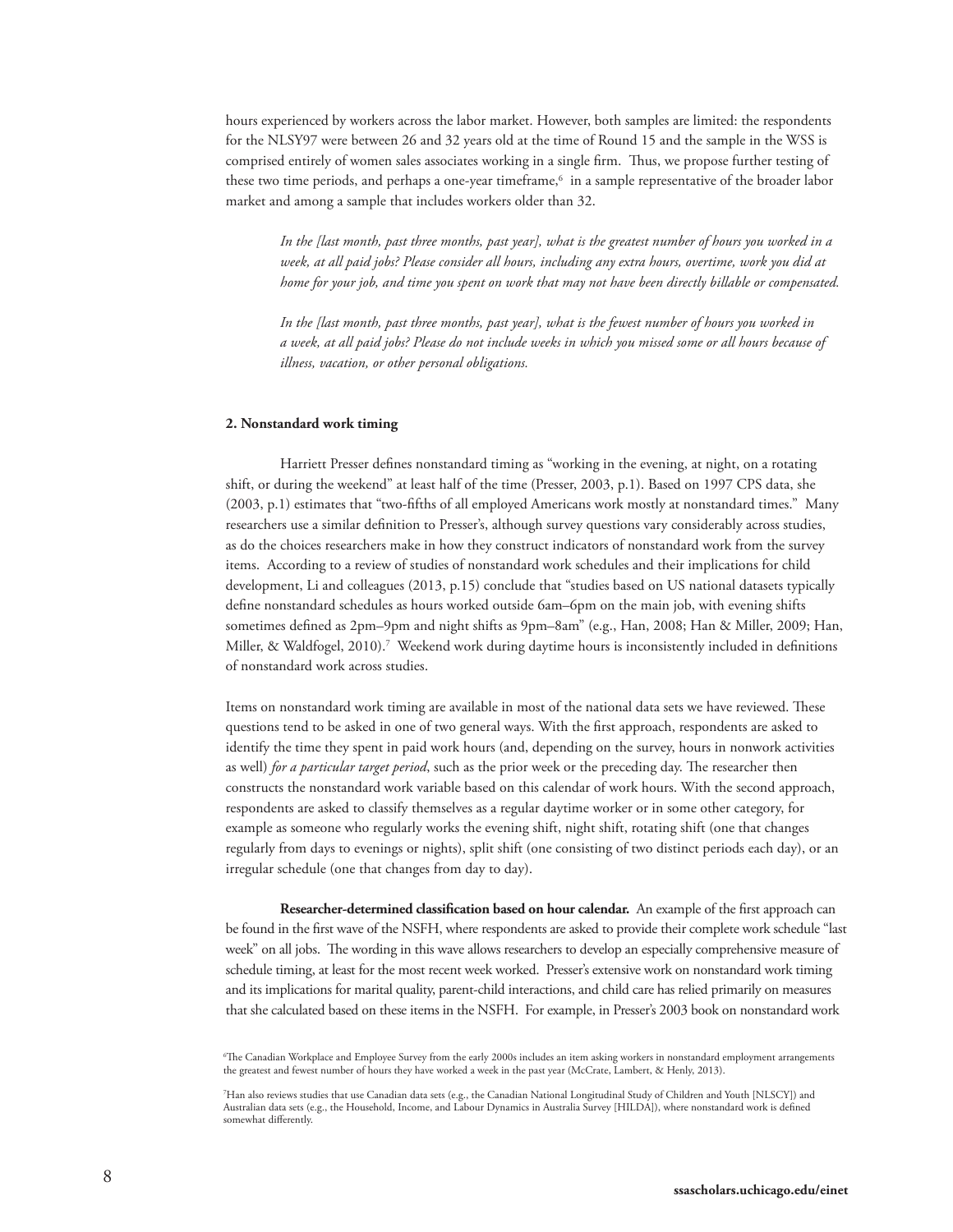hours experienced by workers across the labor market. However, both samples are limited: the respondents for the NLSY97 were between 26 and 32 years old at the time of Round 15 and the sample in the WSS is comprised entirely of women sales associates working in a single firm. Thus, we propose further testing of these two time periods, and perhaps a one-year timeframe,[6] in a sample representative of the broader labor market and among a sample that includes workers older than 32.

> *In the [last month, past three months, past year], what is the greatest number of hours you worked in a week, at all paid jobs? Please consider all hours, including any extra hours, overtime, work you did at home for your job, and time you spent on work that may not have been directly billable or compensated.*
>
> *In the [last month, past three months, past year], what is the fewest number of hours you worked in a week, at all paid jobs? Please do not include weeks in which you missed some or all hours because of illness, vacation, or other personal obligations.*

**2. Nonstandard work timing**

Harriett Presser defines nonstandard timing as "working in the evening, at night, on a rotating shift, or during the weekend" at least half of the time (Presser, 2003, p.1). Based on 1997 CPS data, she (2003, p.1) estimates that "two-fifths of all employed Americans work mostly at nonstandard times." Many researchers use a similar definition to Presser's, although survey questions vary considerably across studies, as do the choices researchers make in how they construct indicators of nonstandard work from the survey items. According to a review of studies of nonstandard work schedules and their implications for child development, Li and colleagues (2013, p.15) conclude that "studies based on US national datasets typically define nonstandard schedules as hours worked outside 6am–6pm on the main job, with evening shifts sometimes defined as 2pm–9pm and night shifts as 9pm–8am" (e.g., Han, 2008; Han & Miller, 2009; Han, Miller, & Waldfogel, 2010).[7] Weekend work during daytime hours is inconsistently included in definitions of nonstandard work across studies.

Items on nonstandard work timing are available in most of the national data sets we have reviewed. These questions tend to be asked in one of two general ways. With the first approach, respondents are asked to identify the time they spent in paid work hours (and, depending on the survey, hours in nonwork activities as well) *for a particular target period*, such as the prior week or the preceding day. The researcher then constructs the nonstandard work variable based on this calendar of work hours. With the second approach, respondents are asked to classify themselves as a regular daytime worker or in some other category, for example as someone who regularly works the evening shift, night shift, rotating shift (one that changes regularly from days to evenings or nights), split shift (one consisting of two distinct periods each day), or an irregular schedule (one that changes from day to day).

**Researcher-determined classification based on hour calendar.** An example of the first approach can be found in the first wave of the NSFH, where respondents are asked to provide their complete work schedule "last week" on all jobs. The wording in this wave allows researchers to develop an especially comprehensive measure of schedule timing, at least for the most recent week worked. Presser's extensive work on nonstandard work timing and its implications for marital quality, parent-child interactions, and child care has relied primarily on measures that she calculated based on these items in the NSFH. For example, in Presser's 2003 book on nonstandard work

[6] The Canadian Workplace and Employee Survey from the early 2000s includes an item asking workers in nonstandard employment arrangements the greatest and fewest number of hours they have worked a week in the past year (McCrate, Lambert, & Henly, 2013).

[7] Han also reviews studies that use Canadian data sets (e.g., the Canadian National Longitudinal Study of Children and Youth [NLSCY]) and Australian data sets (e.g., the Household, Income, and Labour Dynamics in Australia Survey [HILDA]), where nonstandard work is defined somewhat differently.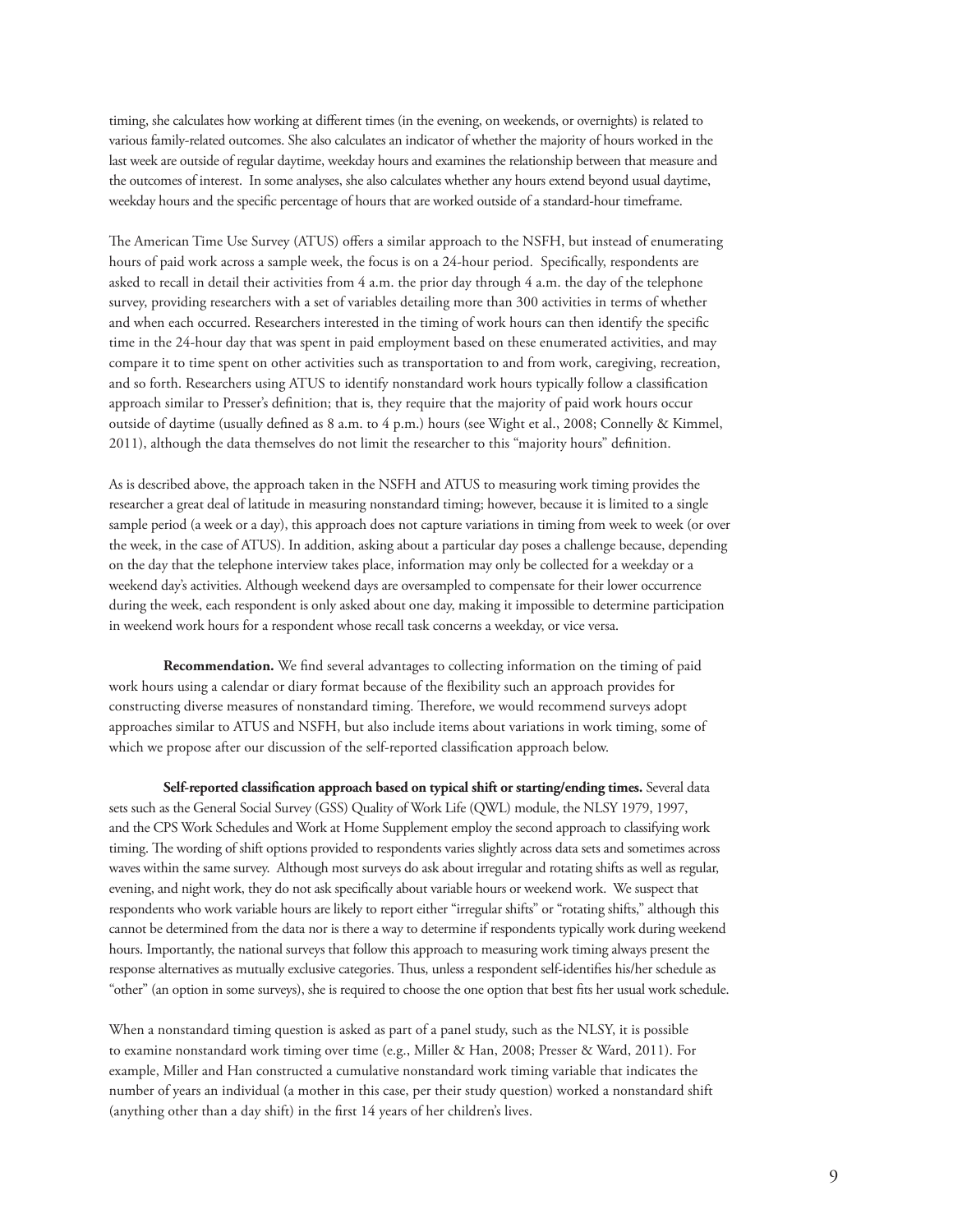timing, she calculates how working at different times (in the evening, on weekends, or overnights) is related to various family-related outcomes. She also calculates an indicator of whether the majority of hours worked in the last week are outside of regular daytime, weekday hours and examines the relationship between that measure and the outcomes of interest. In some analyses, she also calculates whether any hours extend beyond usual daytime, weekday hours and the specific percentage of hours that are worked outside of a standard-hour timeframe.

The American Time Use Survey (ATUS) offers a similar approach to the NSFH, but instead of enumerating hours of paid work across a sample week, the focus is on a 24-hour period. Specifically, respondents are asked to recall in detail their activities from 4 a.m. the prior day through 4 a.m. the day of the telephone survey, providing researchers with a set of variables detailing more than 300 activities in terms of whether and when each occurred. Researchers interested in the timing of work hours can then identify the specific time in the 24-hour day that was spent in paid employment based on these enumerated activities, and may compare it to time spent on other activities such as transportation to and from work, caregiving, recreation, and so forth. Researchers using ATUS to identify nonstandard work hours typically follow a classification approach similar to Presser's definition; that is, they require that the majority of paid work hours occur outside of daytime (usually defined as 8 a.m. to 4 p.m.) hours (see Wight et al., 2008; Connelly & Kimmel, 2011), although the data themselves do not limit the researcher to this "majority hours" definition.

As is described above, the approach taken in the NSFH and ATUS to measuring work timing provides the researcher a great deal of latitude in measuring nonstandard timing; however, because it is limited to a single sample period (a week or a day), this approach does not capture variations in timing from week to week (or over the week, in the case of ATUS). In addition, asking about a particular day poses a challenge because, depending on the day that the telephone interview takes place, information may only be collected for a weekday or a weekend day's activities. Although weekend days are oversampled to compensate for their lower occurrence during the week, each respondent is only asked about one day, making it impossible to determine participation in weekend work hours for a respondent whose recall task concerns a weekday, or vice versa.

**Recommendation.** We find several advantages to collecting information on the timing of paid work hours using a calendar or diary format because of the flexibility such an approach provides for constructing diverse measures of nonstandard timing. Therefore, we would recommend surveys adopt approaches similar to ATUS and NSFH, but also include items about variations in work timing, some of which we propose after our discussion of the self-reported classification approach below.

**Self-reported classification approach based on typical shift or starting/ending times.** Several data sets such as the General Social Survey (GSS) Quality of Work Life (QWL) module, the NLSY 1979, 1997, and the CPS Work Schedules and Work at Home Supplement employ the second approach to classifying work timing. The wording of shift options provided to respondents varies slightly across data sets and sometimes across waves within the same survey. Although most surveys do ask about irregular and rotating shifts as well as regular, evening, and night work, they do not ask specifically about variable hours or weekend work. We suspect that respondents who work variable hours are likely to report either "irregular shifts" or "rotating shifts," although this cannot be determined from the data nor is there a way to determine if respondents typically work during weekend hours. Importantly, the national surveys that follow this approach to measuring work timing always present the response alternatives as mutually exclusive categories. Thus, unless a respondent self-identifies his/her schedule as "other" (an option in some surveys), she is required to choose the one option that best fits her usual work schedule.

When a nonstandard timing question is asked as part of a panel study, such as the NLSY, it is possible to examine nonstandard work timing over time (e.g., Miller & Han, 2008; Presser & Ward, 2011). For example, Miller and Han constructed a cumulative nonstandard work timing variable that indicates the number of years an individual (a mother in this case, per their study question) worked a nonstandard shift (anything other than a day shift) in the first 14 years of her children's lives.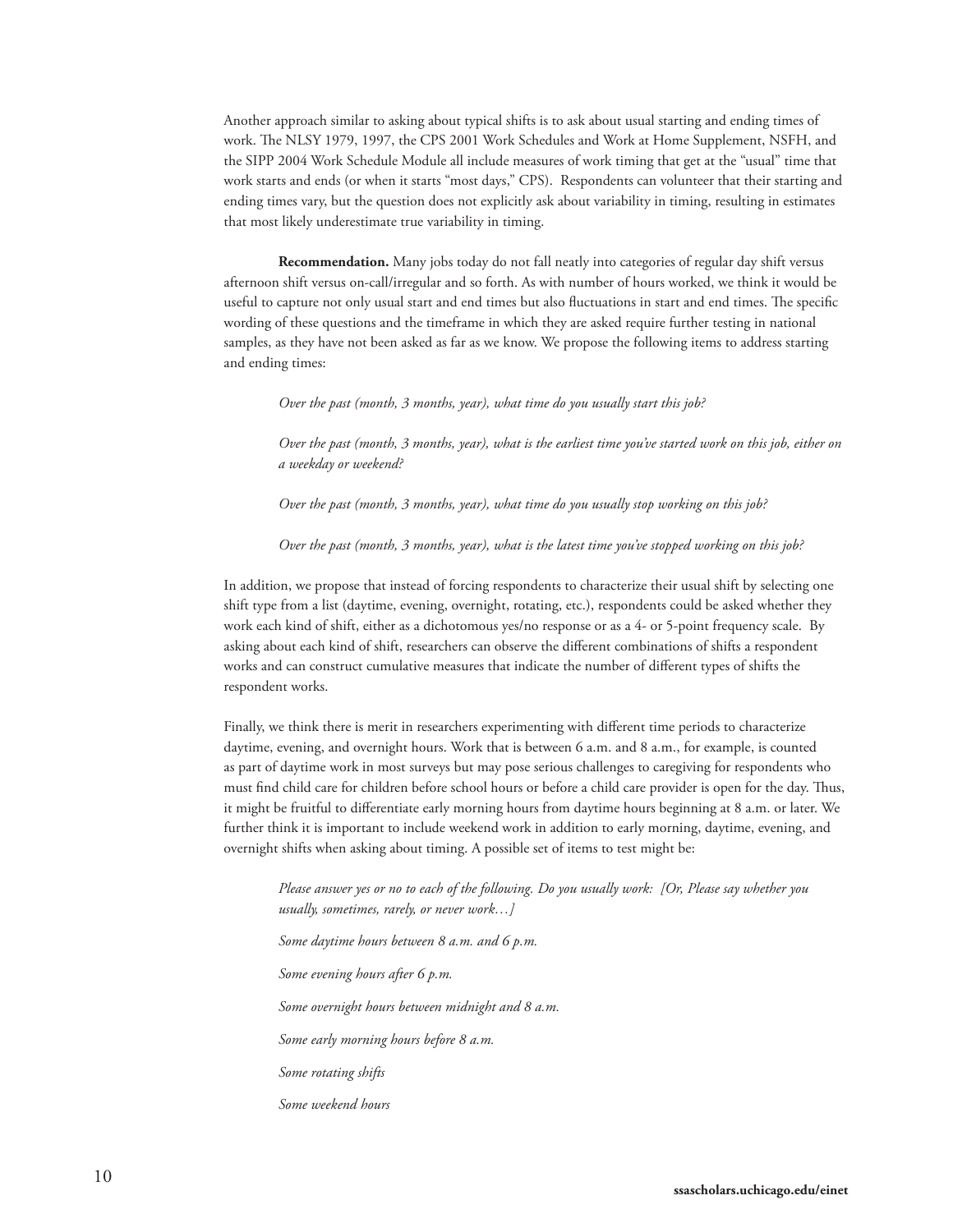Another approach similar to asking about typical shifts is to ask about usual starting and ending times of work. The NLSY 1979, 1997, the CPS 2001 Work Schedules and Work at Home Supplement, NSFH, and the SIPP 2004 Work Schedule Module all include measures of work timing that get at the "usual" time that work starts and ends (or when it starts "most days," CPS). Respondents can volunteer that their starting and ending times vary, but the question does not explicitly ask about variability in timing, resulting in estimates that most likely underestimate true variability in timing.

**Recommendation.** Many jobs today do not fall neatly into categories of regular day shift versus afternoon shift versus on-call/irregular and so forth. As with number of hours worked, we think it would be useful to capture not only usual start and end times but also fluctuations in start and end times. The specific wording of these questions and the timeframe in which they are asked require further testing in national samples, as they have not been asked as far as we know. We propose the following items to address starting and ending times:

*Over the past (month, 3 months, year), what time do you usually start this job?*

*Over the past (month, 3 months, year), what is the earliest time you've started work on this job, either on a weekday or weekend?*

*Over the past (month, 3 months, year), what time do you usually stop working on this job?*

*Over the past (month, 3 months, year), what is the latest time you've stopped working on this job?*

In addition, we propose that instead of forcing respondents to characterize their usual shift by selecting one shift type from a list (daytime, evening, overnight, rotating, etc.), respondents could be asked whether they work each kind of shift, either as a dichotomous yes/no response or as a 4- or 5-point frequency scale. By asking about each kind of shift, researchers can observe the different combinations of shifts a respondent works and can construct cumulative measures that indicate the number of different types of shifts the respondent works.

Finally, we think there is merit in researchers experimenting with different time periods to characterize daytime, evening, and overnight hours. Work that is between 6 a.m. and 8 a.m., for example, is counted as part of daytime work in most surveys but may pose serious challenges to caregiving for respondents who must find child care for children before school hours or before a child care provider is open for the day. Thus, it might be fruitful to differentiate early morning hours from daytime hours beginning at 8 a.m. or later. We further think it is important to include weekend work in addition to early morning, daytime, evening, and overnight shifts when asking about timing. A possible set of items to test might be:

*Please answer yes or no to each of the following. Do you usually work: [Or, Please say whether you usually, sometimes, rarely, or never work…]*

*Some daytime hours between 8 a.m. and 6 p.m.*

*Some evening hours after 6 p.m.*

*Some overnight hours between midnight and 8 a.m.*

*Some early morning hours before 8 a.m.*

*Some rotating shifts*

*Some weekend hours*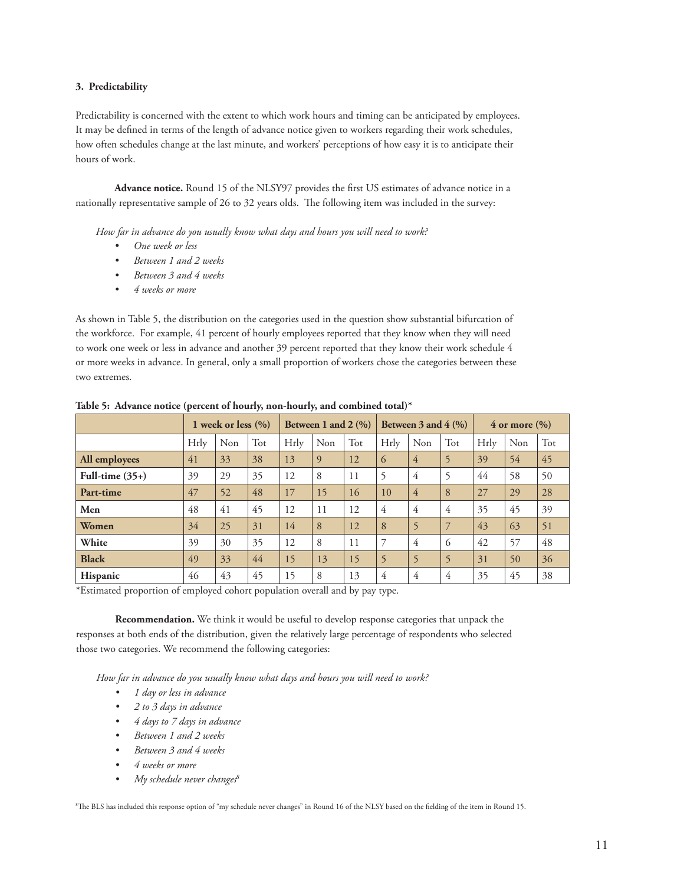### 3. Predictability

Predictability is concerned with the extent to which work hours and timing can be anticipated by employees. It may be defined in terms of the length of advance notice given to workers regarding their work schedules, how often schedules change at the last minute, and workers' perceptions of how easy it is to anticipate their hours of work.

**Advance notice.** Round 15 of the NLSY97 provides the first US estimates of advance notice in a nationally representative sample of 26 to 32 years olds. The following item was included in the survey:

*How far in advance do you usually know what days and hours you will need to work?*

- *One week or less*
- *Between 1 and 2 weeks*
- *Between 3 and 4 weeks*
- *4 weeks or more*

As shown in Table 5, the distribution on the categories used in the question show substantial bifurcation of the workforce. For example, 41 percent of hourly employees reported that they know when they will need to work one week or less in advance and another 39 percent reported that they know their work schedule 4 or more weeks in advance. In general, only a small proportion of workers chose the categories between these two extremes.

**Table 5: Advance notice (percent of hourly, non-hourly, and combined total)***

| | 1 week or less (%) | | | Between 1 and 2 (%) | | | Between 3 and 4 (%) | | | 4 or more (%) | | |
|---|---|---|---|---|---|---|---|---|---|---|---|---|
| | Hrly | Non | Tot | Hrly | Non | Tot | Hrly | Non | Tot | Hrly | Non | Tot |
| **All employees** | 41 | 33 | 38 | 13 | 9 | 12 | 6 | 4 | 5 | 39 | 54 | 45 |
| **Full-time (35+)** | 39 | 29 | 35 | 12 | 8 | 11 | 5 | 4 | 5 | 44 | 58 | 50 |
| **Part-time** | 47 | 52 | 48 | 17 | 15 | 16 | 10 | 4 | 8 | 27 | 29 | 28 |
| **Men** | 48 | 41 | 45 | 12 | 11 | 12 | 4 | 4 | 4 | 35 | 45 | 39 |
| **Women** | 34 | 25 | 31 | 14 | 8 | 12 | 8 | 5 | 7 | 43 | 63 | 51 |
| **White** | 39 | 30 | 35 | 12 | 8 | 11 | 7 | 4 | 6 | 42 | 57 | 48 |
| **Black** | 49 | 33 | 44 | 15 | 13 | 15 | 5 | 5 | 5 | 31 | 50 | 36 |
| **Hispanic** | 46 | 43 | 45 | 15 | 8 | 13 | 4 | 4 | 4 | 35 | 45 | 38 |

*Estimated proportion of employed cohort population overall and by pay type.

**Recommendation.** We think it would be useful to develop response categories that unpack the responses at both ends of the distribution, given the relatively large percentage of respondents who selected those two categories. We recommend the following categories:

*How far in advance do you usually know what days and hours you will need to work?*

- *1 day or less in advance*
- *2 to 3 days in advance*
- *4 days to 7 days in advance*
- *Between 1 and 2 weeks*
- *Between 3 and 4 weeks*
- *4 weeks or more*
- *My schedule never changes*[8]

[8] The BLS has included this response option of "my schedule never changes" in Round 16 of the NLSY based on the fielding of the item in Round 15.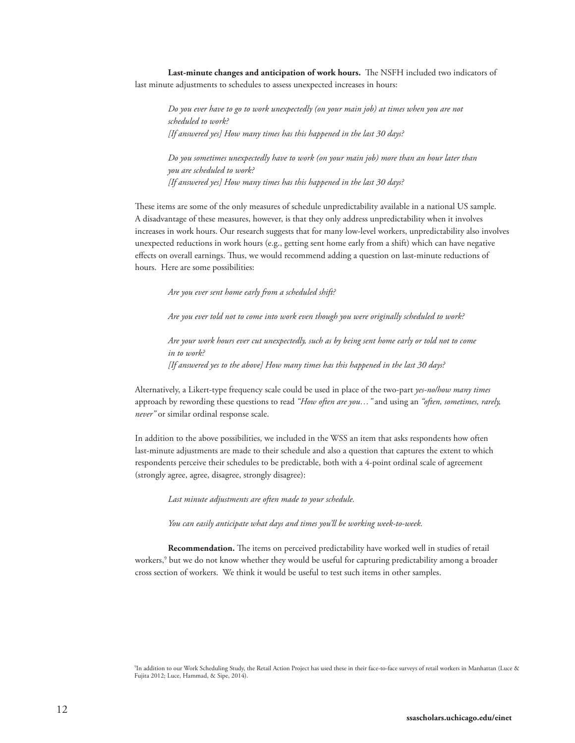**Last-minute changes and anticipation of work hours.** The NSFH included two indicators of last minute adjustments to schedules to assess unexpected increases in hours:

> *Do you ever have to go to work unexpectedly (on your main job) at times when you are not scheduled to work?*
> *[If answered yes] How many times has this happened in the last 30 days?*
>
> *Do you sometimes unexpectedly have to work (on your main job) more than an hour later than you are scheduled to work?*
> *[If answered yes] How many times has this happened in the last 30 days?*

These items are some of the only measures of schedule unpredictability available in a national US sample. A disadvantage of these measures, however, is that they only address unpredictability when it involves increases in work hours. Our research suggests that for many low-level workers, unpredictability also involves unexpected reductions in work hours (e.g., getting sent home early from a shift) which can have negative effects on overall earnings. Thus, we would recommend adding a question on last-minute reductions of hours. Here are some possibilities:

> *Are you ever sent home early from a scheduled shift?*
>
> *Are you ever told not to come into work even though you were originally scheduled to work?*
>
> *Are your work hours ever cut unexpectedly, such as by being sent home early or told not to come in to work?*
> *[If answered yes to the above] How many times has this happened in the last 30 days?*

Alternatively, a Likert-type frequency scale could be used in place of the two-part *yes-no/how many times* approach by rewording these questions to read *"How often are you…"* and using an *"often, sometimes, rarely, never"* or similar ordinal response scale.

In addition to the above possibilities, we included in the WSS an item that asks respondents how often last-minute adjustments are made to their schedule and also a question that captures the extent to which respondents perceive their schedules to be predictable, both with a 4-point ordinal scale of agreement (strongly agree, agree, disagree, strongly disagree):

> *Last minute adjustments are often made to your schedule.*
>
> *You can easily anticipate what days and times you'll be working week-to-week.*

**Recommendation.** The items on perceived predictability have worked well in studies of retail workers,[9] but we do not know whether they would be useful for capturing predictability among a broader cross section of workers. We think it would be useful to test such items in other samples.

[9] In addition to our Work Scheduling Study, the Retail Action Project has used these in their face-to-face surveys of retail workers in Manhattan (Luce & Fujita 2012; Luce, Hammad, & Sipe, 2014).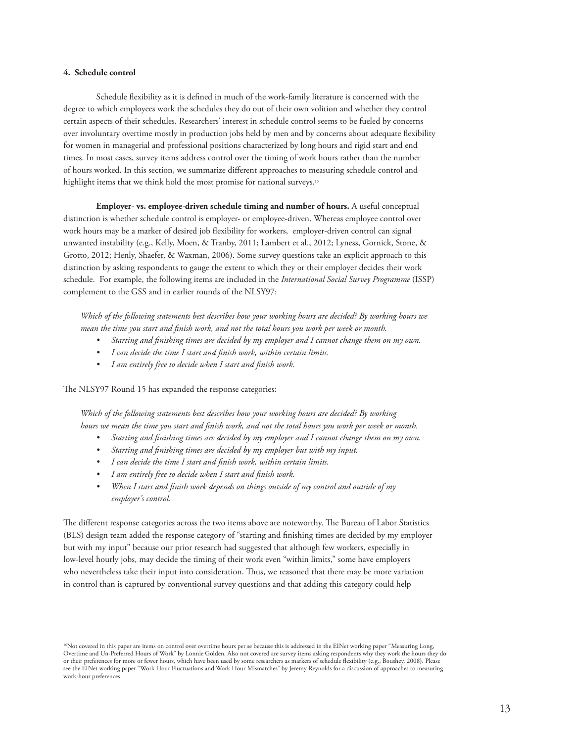#### 4. Schedule control

Schedule flexibility as it is defined in much of the work-family literature is concerned with the degree to which employees work the schedules they do out of their own volition and whether they control certain aspects of their schedules. Researchers' interest in schedule control seems to be fueled by concerns over involuntary overtime mostly in production jobs held by men and by concerns about adequate flexibility for women in managerial and professional positions characterized by long hours and rigid start and end times. In most cases, survey items address control over the timing of work hours rather than the number of hours worked. In this section, we summarize different approaches to measuring schedule control and highlight items that we think hold the most promise for national surveys.[10]

**Employer- vs. employee-driven schedule timing and number of hours.** A useful conceptual distinction is whether schedule control is employer- or employee-driven. Whereas employee control over work hours may be a marker of desired job flexibility for workers, employer-driven control can signal unwanted instability (e.g., Kelly, Moen, & Tranby, 2011; Lambert et al., 2012; Lyness, Gornick, Stone, & Grotto, 2012; Henly, Shaefer, & Waxman, 2006). Some survey questions take an explicit approach to this distinction by asking respondents to gauge the extent to which they or their employer decides their work schedule. For example, the following items are included in the *International Social Survey Programme* (ISSP) complement to the GSS and in earlier rounds of the NLSY97:

*Which of the following statements best describes how your working hours are decided? By working hours we mean the time you start and finish work, and not the total hours you work per week or month.*

- *Starting and finishing times are decided by my employer and I cannot change them on my own.*
- *I can decide the time I start and finish work, within certain limits.*
- *I am entirely free to decide when I start and finish work.*

The NLSY97 Round 15 has expanded the response categories:

*Which of the following statements best describes how your working hours are decided? By working hours we mean the time you start and finish work, and not the total hours you work per week or month.*

- *Starting and finishing times are decided by my employer and I cannot change them on my own.*
- *Starting and finishing times are decided by my employer but with my input.*
- *I can decide the time I start and finish work, within certain limits.*
- *I am entirely free to decide when I start and finish work.*
- *When I start and finish work depends on things outside of my control and outside of my employer's control.*

The different response categories across the two items above are noteworthy. The Bureau of Labor Statistics (BLS) design team added the response category of "starting and finishing times are decided by my employer but with my input" because our prior research had suggested that although few workers, especially in low-level hourly jobs, may decide the timing of their work even "within limits," some have employers who nevertheless take their input into consideration. Thus, we reasoned that there may be more variation in control than is captured by conventional survey questions and that adding this category could help

[10]Not covered in this paper are items on control over overtime hours per se because this is addressed in the EINet working paper "Measuring Long, Overtime and Un-Preferred Hours of Work" by Lonnie Golden. Also not covered are survey items asking respondents why they work the hours they do or their preferences for more or fewer hours, which have been used by some researchers as markers of schedule flexibility (e.g., Boushey, 2008). Please see the EINet working paper "Work Hour Fluctuations and Work Hour Mismatches" by Jeremy Reynolds for a discussion of approaches to measuring work-hour preferences.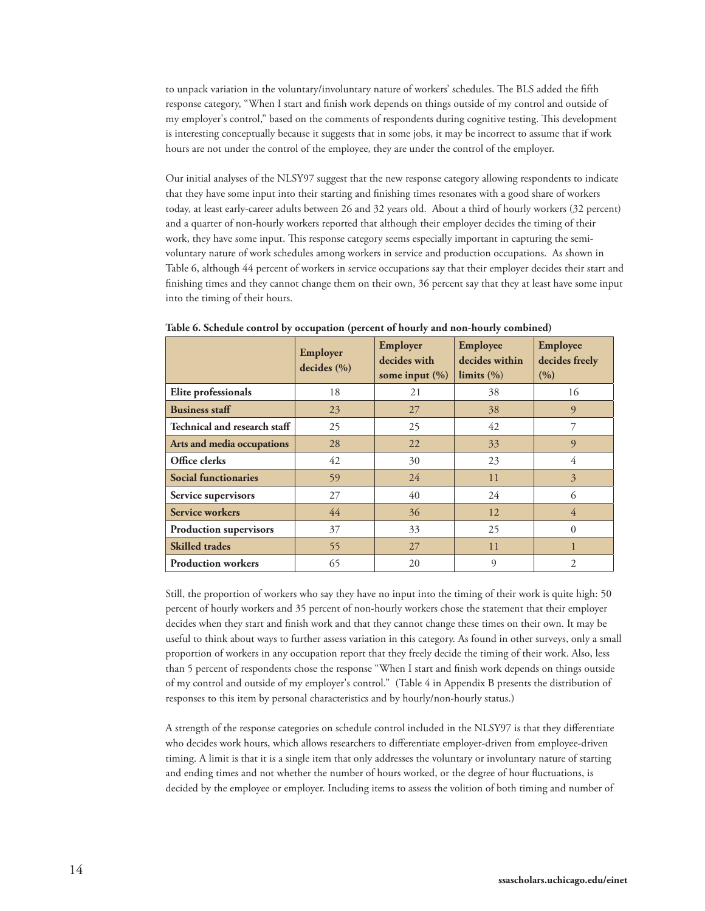to unpack variation in the voluntary/involuntary nature of workers' schedules. The BLS added the fifth response category, "When I start and finish work depends on things outside of my control and outside of my employer's control," based on the comments of respondents during cognitive testing. This development is interesting conceptually because it suggests that in some jobs, it may be incorrect to assume that if work hours are not under the control of the employee, they are under the control of the employer.

Our initial analyses of the NLSY97 suggest that the new response category allowing respondents to indicate that they have some input into their starting and finishing times resonates with a good share of workers today, at least early-career adults between 26 and 32 years old. About a third of hourly workers (32 percent) and a quarter of non-hourly workers reported that although their employer decides the timing of their work, they have some input. This response category seems especially important in capturing the semi-voluntary nature of work schedules among workers in service and production occupations. As shown in Table 6, although 44 percent of workers in service occupations say that their employer decides their start and finishing times and they cannot change them on their own, 36 percent say that they at least have some input into the timing of their hours.

**Table 6. Schedule control by occupation (percent of hourly and non-hourly combined)**

| | Employer decides (%) | Employer decides with some input (%) | Employee decides within limits (%) | Employee decides freely (%) |
|---|---|---|---|---|
| **Elite professionals** | 18 | 21 | 38 | 16 |
| **Business staff** | 23 | 27 | 38 | 9 |
| **Technical and research staff** | 25 | 25 | 42 | 7 |
| **Arts and media occupations** | 28 | 22 | 33 | 9 |
| **Office clerks** | 42 | 30 | 23 | 4 |
| **Social functionaries** | 59 | 24 | 11 | 3 |
| **Service supervisors** | 27 | 40 | 24 | 6 |
| **Service workers** | 44 | 36 | 12 | 4 |
| **Production supervisors** | 37 | 33 | 25 | 0 |
| **Skilled trades** | 55 | 27 | 11 | 1 |
| **Production workers** | 65 | 20 | 9 | 2 |

Still, the proportion of workers who say they have no input into the timing of their work is quite high: 50 percent of hourly workers and 35 percent of non-hourly workers chose the statement that their employer decides when they start and finish work and that they cannot change these times on their own. It may be useful to think about ways to further assess variation in this category. As found in other surveys, only a small proportion of workers in any occupation report that they freely decide the timing of their work. Also, less than 5 percent of respondents chose the response "When I start and finish work depends on things outside of my control and outside of my employer's control." (Table 4 in Appendix B presents the distribution of responses to this item by personal characteristics and by hourly/non-hourly status.)

A strength of the response categories on schedule control included in the NLSY97 is that they differentiate who decides work hours, which allows researchers to differentiate employer-driven from employee-driven timing. A limit is that it is a single item that only addresses the voluntary or involuntary nature of starting and ending times and not whether the number of hours worked, or the degree of hour fluctuations, is decided by the employee or employer. Including items to assess the volition of both timing and number of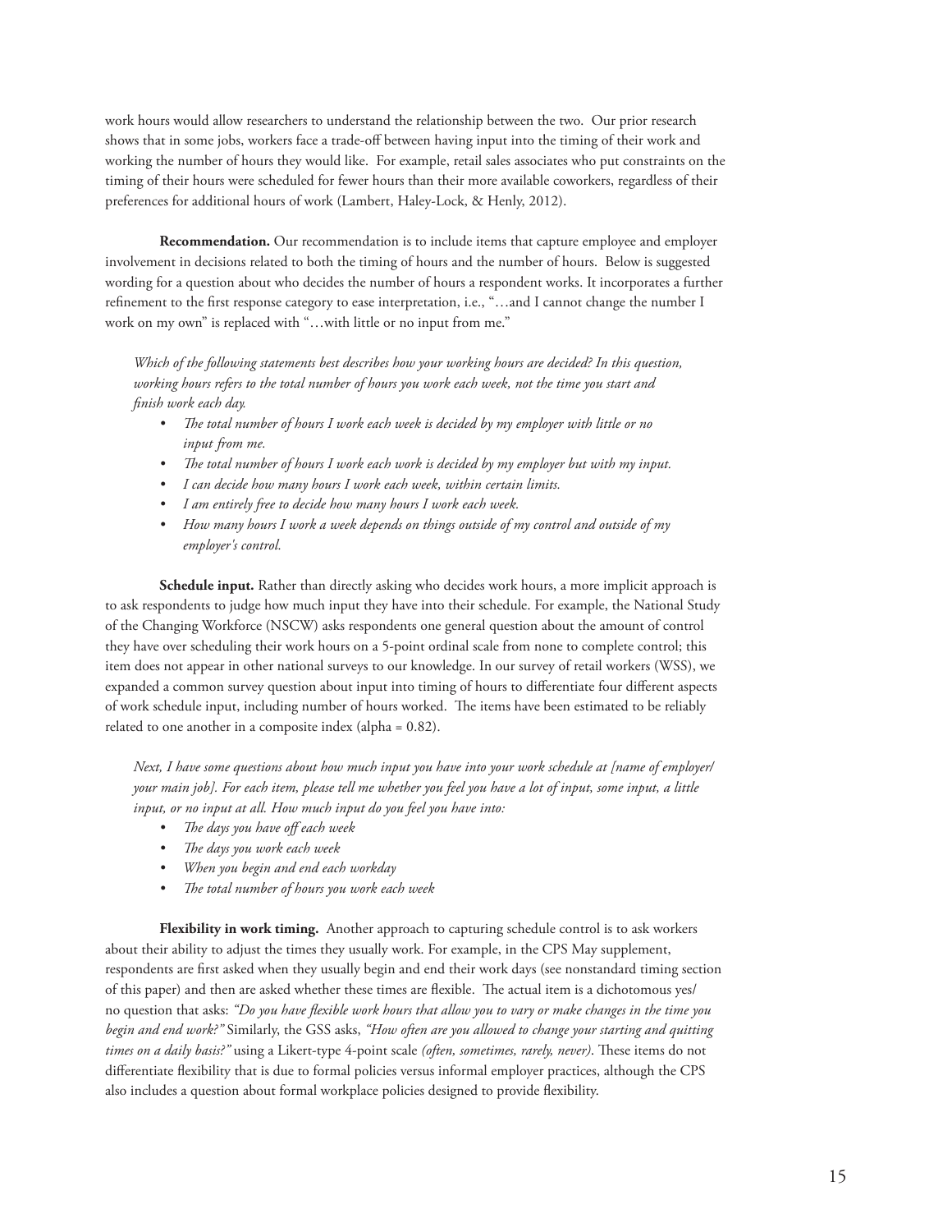work hours would allow researchers to understand the relationship between the two. Our prior research shows that in some jobs, workers face a trade-off between having input into the timing of their work and working the number of hours they would like. For example, retail sales associates who put constraints on the timing of their hours were scheduled for fewer hours than their more available coworkers, regardless of their preferences for additional hours of work (Lambert, Haley-Lock, & Henly, 2012).

**Recommendation.** Our recommendation is to include items that capture employee and employer involvement in decisions related to both the timing of hours and the number of hours. Below is suggested wording for a question about who decides the number of hours a respondent works. It incorporates a further refinement to the first response category to ease interpretation, i.e., "…and I cannot change the number I work on my own" is replaced with "…with little or no input from me."

*Which of the following statements best describes how your working hours are decided? In this question, working hours refers to the total number of hours you work each week, not the time you start and finish work each day.*

- *The total number of hours I work each week is decided by my employer with little or no input from me.*
- *The total number of hours I work each work is decided by my employer but with my input.*
- *I can decide how many hours I work each week, within certain limits.*
- *I am entirely free to decide how many hours I work each week.*
- *How many hours I work a week depends on things outside of my control and outside of my employer's control.*

**Schedule input.** Rather than directly asking who decides work hours, a more implicit approach is to ask respondents to judge how much input they have into their schedule. For example, the National Study of the Changing Workforce (NSCW) asks respondents one general question about the amount of control they have over scheduling their work hours on a 5-point ordinal scale from none to complete control; this item does not appear in other national surveys to our knowledge. In our survey of retail workers (WSS), we expanded a common survey question about input into timing of hours to differentiate four different aspects of work schedule input, including number of hours worked. The items have been estimated to be reliably related to one another in a composite index (alpha = 0.82).

*Next, I have some questions about how much input you have into your work schedule at [name of employer/your main job]. For each item, please tell me whether you feel you have a lot of input, some input, a little input, or no input at all. How much input do you feel you have into:*

- *The days you have off each week*
- *The days you work each week*
- *When you begin and end each workday*
- *The total number of hours you work each week*

**Flexibility in work timing.** Another approach to capturing schedule control is to ask workers about their ability to adjust the times they usually work. For example, in the CPS May supplement, respondents are first asked when they usually begin and end their work days (see nonstandard timing section of this paper) and then are asked whether these times are flexible. The actual item is a dichotomous yes/no question that asks: *"Do you have flexible work hours that allow you to vary or make changes in the time you begin and end work?"* Similarly, the GSS asks, *"How often are you allowed to change your starting and quitting times on a daily basis?"* using a Likert-type 4-point scale *(often, sometimes, rarely, never)*. These items do not differentiate flexibility that is due to formal policies versus informal employer practices, although the CPS also includes a question about formal workplace policies designed to provide flexibility.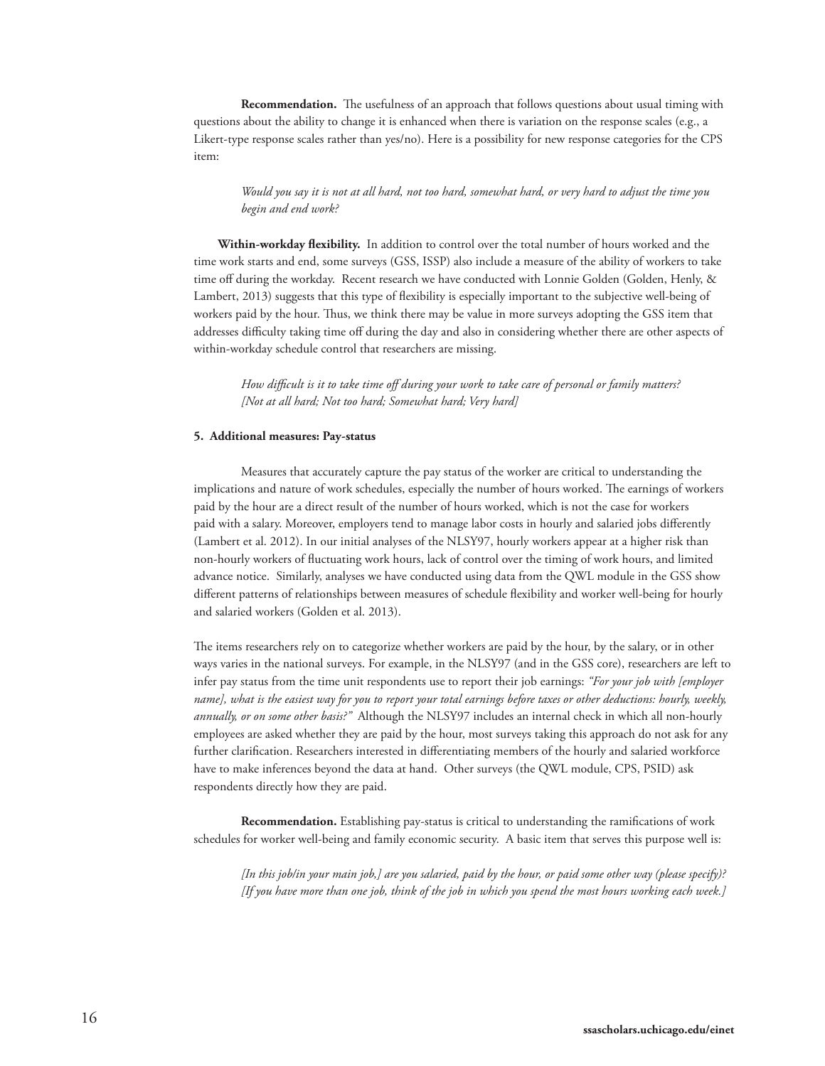**Recommendation.** The usefulness of an approach that follows questions about usual timing with questions about the ability to change it is enhanced when there is variation on the response scales (e.g., a Likert-type response scales rather than yes/no). Here is a possibility for new response categories for the CPS item:

> *Would you say it is not at all hard, not too hard, somewhat hard, or very hard to adjust the time you begin and end work?*

**Within-workday flexibility.** In addition to control over the total number of hours worked and the time work starts and end, some surveys (GSS, ISSP) also include a measure of the ability of workers to take time off during the workday. Recent research we have conducted with Lonnie Golden (Golden, Henly, & Lambert, 2013) suggests that this type of flexibility is especially important to the subjective well-being of workers paid by the hour. Thus, we think there may be value in more surveys adopting the GSS item that addresses difficulty taking time off during the day and also in considering whether there are other aspects of within-workday schedule control that researchers are missing.

> *How difficult is it to take time off during your work to take care of personal or family matters? [Not at all hard; Not too hard; Somewhat hard; Very hard]*

#### 5. Additional measures: Pay-status

Measures that accurately capture the pay status of the worker are critical to understanding the implications and nature of work schedules, especially the number of hours worked. The earnings of workers paid by the hour are a direct result of the number of hours worked, which is not the case for workers paid with a salary. Moreover, employers tend to manage labor costs in hourly and salaried jobs differently (Lambert et al. 2012). In our initial analyses of the NLSY97, hourly workers appear at a higher risk than non-hourly workers of fluctuating work hours, lack of control over the timing of work hours, and limited advance notice. Similarly, analyses we have conducted using data from the QWL module in the GSS show different patterns of relationships between measures of schedule flexibility and worker well-being for hourly and salaried workers (Golden et al. 2013).

The items researchers rely on to categorize whether workers are paid by the hour, by the salary, or in other ways varies in the national surveys. For example, in the NLSY97 (and in the GSS core), researchers are left to infer pay status from the time unit respondents use to report their job earnings: *"For your job with [employer name], what is the easiest way for you to report your total earnings before taxes or other deductions: hourly, weekly, annually, or on some other basis?"* Although the NLSY97 includes an internal check in which all non-hourly employees are asked whether they are paid by the hour, most surveys taking this approach do not ask for any further clarification. Researchers interested in differentiating members of the hourly and salaried workforce have to make inferences beyond the data at hand. Other surveys (the QWL module, CPS, PSID) ask respondents directly how they are paid.

**Recommendation.** Establishing pay-status is critical to understanding the ramifications of work schedules for worker well-being and family economic security. A basic item that serves this purpose well is:

> *[In this job/in your main job,] are you salaried, paid by the hour, or paid some other way (please specify)? [If you have more than one job, think of the job in which you spend the most hours working each week.]*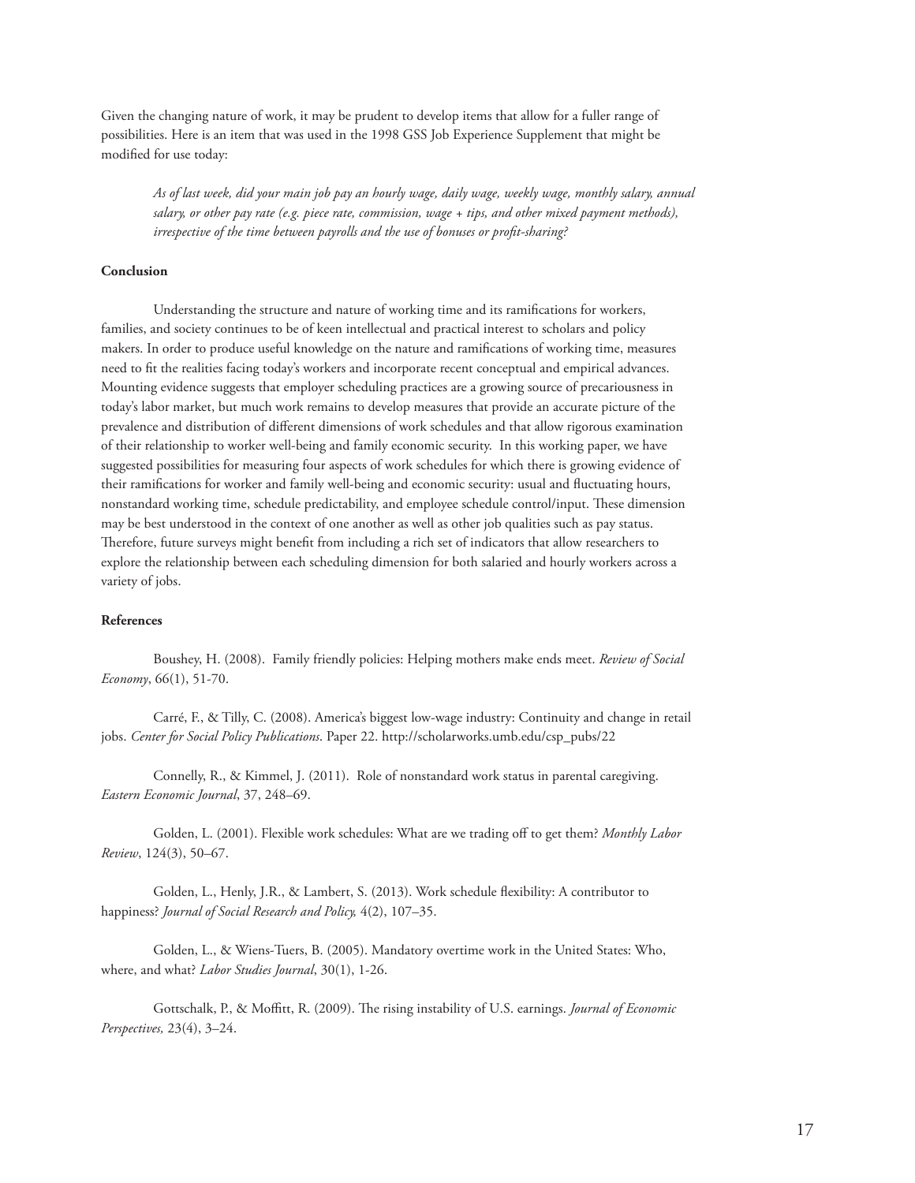Given the changing nature of work, it may be prudent to develop items that allow for a fuller range of possibilities. Here is an item that was used in the 1998 GSS Job Experience Supplement that might be modified for use today:

> *As of last week, did your main job pay an hourly wage, daily wage, weekly wage, monthly salary, annual salary, or other pay rate (e.g. piece rate, commission, wage + tips, and other mixed payment methods), irrespective of the time between payrolls and the use of bonuses or profit-sharing?*

**Conclusion**

Understanding the structure and nature of working time and its ramifications for workers, families, and society continues to be of keen intellectual and practical interest to scholars and policy makers. In order to produce useful knowledge on the nature and ramifications of working time, measures need to fit the realities facing today's workers and incorporate recent conceptual and empirical advances. Mounting evidence suggests that employer scheduling practices are a growing source of precariousness in today's labor market, but much work remains to develop measures that provide an accurate picture of the prevalence and distribution of different dimensions of work schedules and that allow rigorous examination of their relationship to worker well-being and family economic security. In this working paper, we have suggested possibilities for measuring four aspects of work schedules for which there is growing evidence of their ramifications for worker and family well-being and economic security: usual and fluctuating hours, nonstandard working time, schedule predictability, and employee schedule control/input. These dimension may be best understood in the context of one another as well as other job qualities such as pay status. Therefore, future surveys might benefit from including a rich set of indicators that allow researchers to explore the relationship between each scheduling dimension for both salaried and hourly workers across a variety of jobs.

**References**

Boushey, H. (2008). Family friendly policies: Helping mothers make ends meet. *Review of Social Economy*, 66(1), 51-70.

Carré, F., & Tilly, C. (2008). America's biggest low-wage industry: Continuity and change in retail jobs. *Center for Social Policy Publications*. Paper 22. http://scholarworks.umb.edu/csp_pubs/22

Connelly, R., & Kimmel, J. (2011). Role of nonstandard work status in parental caregiving. *Eastern Economic Journal*, 37, 248–69.

Golden, L. (2001). Flexible work schedules: What are we trading off to get them? *Monthly Labor Review*, 124(3), 50–67.

Golden, L., Henly, J.R., & Lambert, S. (2013). Work schedule flexibility: A contributor to happiness? *Journal of Social Research and Policy,* 4(2), 107–35.

Golden, L., & Wiens-Tuers, B. (2005). Mandatory overtime work in the United States: Who, where, and what? *Labor Studies Journal*, 30(1), 1-26.

Gottschalk, P., & Moffitt, R. (2009). The rising instability of U.S. earnings. *Journal of Economic Perspectives,* 23(4), 3–24.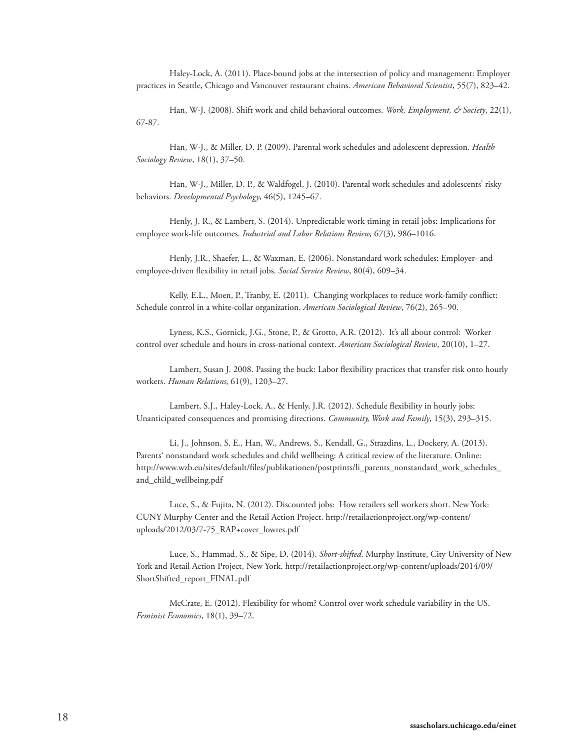Haley-Lock, A. (2011). Place-bound jobs at the intersection of policy and management: Employer practices in Seattle, Chicago and Vancouver restaurant chains. *American Behavioral Scientist*, 55(7), 823–42.

Han, W-J. (2008). Shift work and child behavioral outcomes. *Work, Employment, & Society*, 22(1), 67-87.

Han, W-J., & Miller, D. P. (2009). Parental work schedules and adolescent depression. *Health Sociology Review*, 18(1), 37–50.

Han, W-J., Miller, D. P., & Waldfogel, J. (2010). Parental work schedules and adolescents' risky behaviors. *Developmental Psychology*, 46(5), 1245–67.

Henly, J. R., & Lambert, S. (2014). Unpredictable work timing in retail jobs: Implications for employee work-life outcomes. *Industrial and Labor Relations Review,* 67(3), 986–1016.

Henly, J.R., Shaefer, L., & Waxman, E. (2006). Nonstandard work schedules: Employer- and employee-driven flexibility in retail jobs. *Social Service Review*, 80(4), 609–34.

Kelly, E.L., Moen, P., Tranby, E. (2011). Changing workplaces to reduce work-family conflict: Schedule control in a white-collar organization. *American Sociological Review*, 76(2), 265–90.

Lyness, K.S., Gornick, J.G., Stone, P., & Grotto, A.R. (2012). It's all about control: Worker control over schedule and hours in cross-national context. *American Sociological Review*, 20(10), 1–27.

Lambert, Susan J. 2008. Passing the buck: Labor flexibility practices that transfer risk onto hourly workers. *Human Relations*, 61(9), 1203–27.

Lambert, S.J., Haley-Lock, A., & Henly, J.R. (2012). Schedule flexibility in hourly jobs: Unanticipated consequences and promising directions. *Community, Work and Family*, 15(3), 293–315.

Li, J., Johnson, S. E., Han, W., Andrews, S., Kendall, G., Strazdins, L., Dockery, A. (2013). Parents' nonstandard work schedules and child wellbeing: A critical review of the literature. Online: http://www.wzb.eu/sites/default/files/publikationen/postprints/li_parents_nonstandard_work_schedules_and_child_wellbeing.pdf

Luce, S., & Fujita, N. (2012). Discounted jobs: How retailers sell workers short. New York: CUNY Murphy Center and the Retail Action Project. http://retailactionproject.org/wp-content/uploads/2012/03/7-75_RAP+cover_lowres.pdf

Luce, S., Hammad, S., & Sipe, D. (2014). *Short-shifted*. Murphy Institute, City University of New York and Retail Action Project, New York. http://retailactionproject.org/wp-content/uploads/2014/09/ShortShifted_report_FINAL.pdf

McCrate, E. (2012). Flexibility for whom? Control over work schedule variability in the US. *Feminist Economics*, 18(1), 39–72.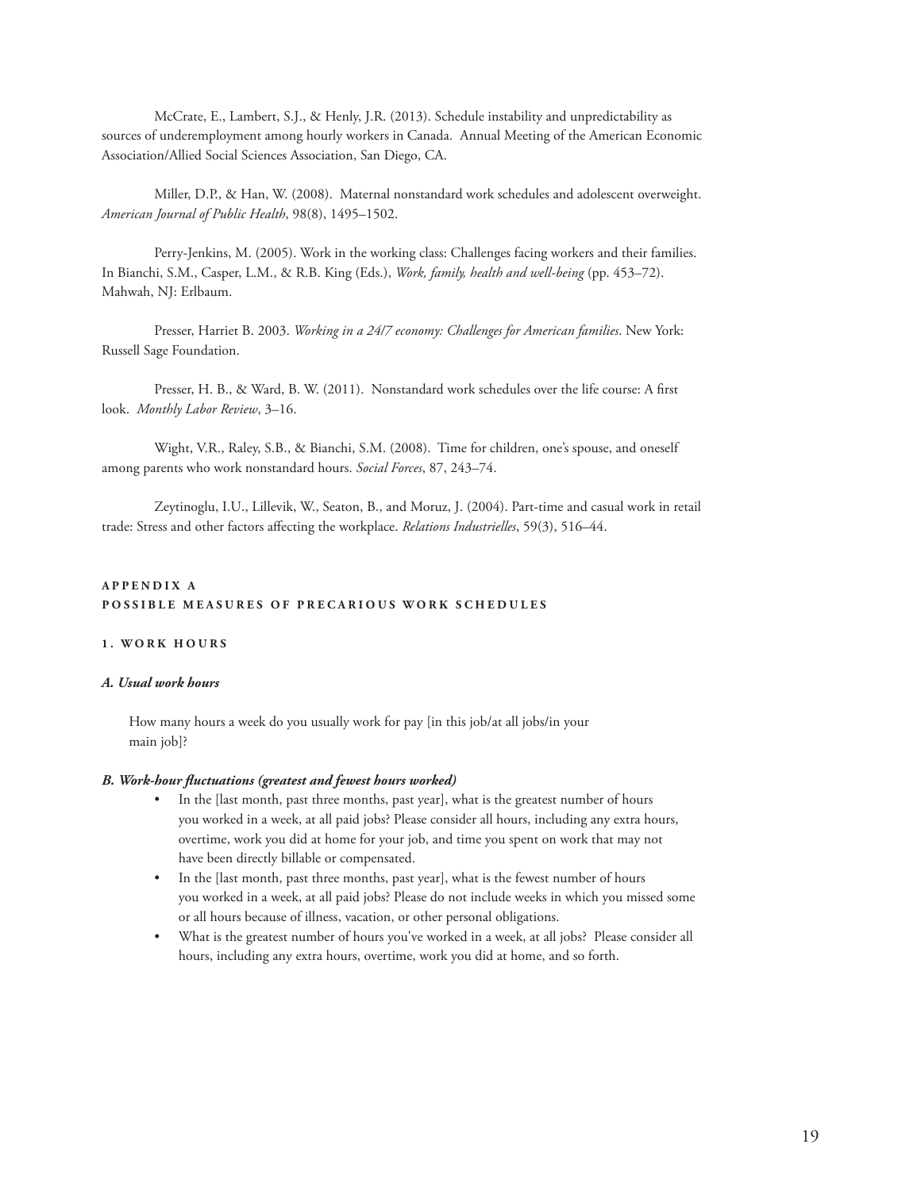McCrate, E., Lambert, S.J., & Henly, J.R. (2013). Schedule instability and unpredictability as sources of underemployment among hourly workers in Canada. Annual Meeting of the American Economic Association/Allied Social Sciences Association, San Diego, CA.

Miller, D.P., & Han, W. (2008). Maternal nonstandard work schedules and adolescent overweight. *American Journal of Public Health*, 98(8), 1495–1502.

Perry-Jenkins, M. (2005). Work in the working class: Challenges facing workers and their families. In Bianchi, S.M., Casper, L.M., & R.B. King (Eds.), *Work, family, health and well-being* (pp. 453–72). Mahwah, NJ: Erlbaum.

Presser, Harriet B. 2003. *Working in a 24/7 economy: Challenges for American families*. New York: Russell Sage Foundation.

Presser, H. B., & Ward, B. W. (2011). Nonstandard work schedules over the life course: A first look. *Monthly Labor Review*, 3–16.

Wight, V.R., Raley, S.B., & Bianchi, S.M. (2008). Time for children, one's spouse, and oneself among parents who work nonstandard hours. *Social Forces*, 87, 243–74.

Zeytinoglu, I.U., Lillevik, W., Seaton, B., and Moruz, J. (2004). Part-time and casual work in retail trade: Stress and other factors affecting the workplace. *Relations Industrielles*, 59(3), 516–44.

## APPENDIX A
## POSSIBLE MEASURES OF PRECARIOUS WORK SCHEDULES

### 1. WORK HOURS

#### *A. Usual work hours*

How many hours a week do you usually work for pay [in this job/at all jobs/in your main job]?

#### *B. Work-hour fluctuations (greatest and fewest hours worked)*

- In the [last month, past three months, past year], what is the greatest number of hours you worked in a week, at all paid jobs? Please consider all hours, including any extra hours, overtime, work you did at home for your job, and time you spent on work that may not have been directly billable or compensated.
- In the [last month, past three months, past year], what is the fewest number of hours you worked in a week, at all paid jobs? Please do not include weeks in which you missed some or all hours because of illness, vacation, or other personal obligations.
- What is the greatest number of hours you've worked in a week, at all jobs? Please consider all hours, including any extra hours, overtime, work you did at home, and so forth.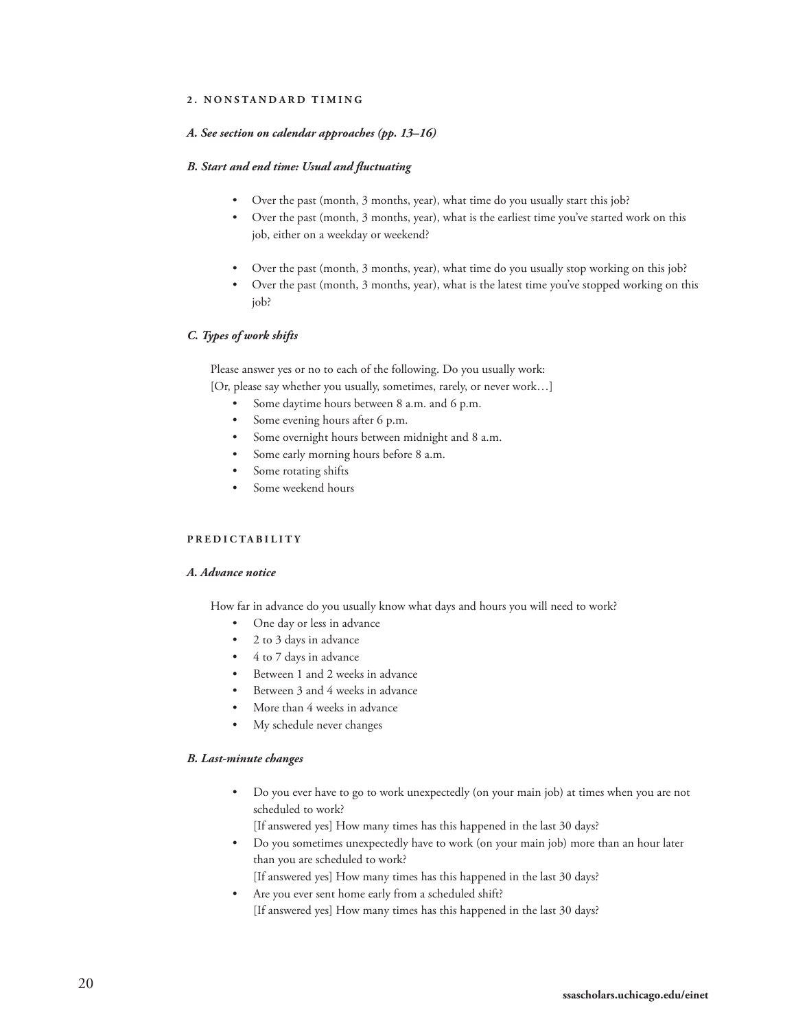### 2. NONSTANDARD TIMING

#### *A. See section on calendar approaches (pp. 13–16)*

#### *B. Start and end time: Usual and fluctuating*

- Over the past (month, 3 months, year), what time do you usually start this job?
- Over the past (month, 3 months, year), what is the earliest time you've started work on this job, either on a weekday or weekend?

- Over the past (month, 3 months, year), what time do you usually stop working on this job?
- Over the past (month, 3 months, year), what is the latest time you've stopped working on this job?

#### *C. Types of work shifts*

Please answer yes or no to each of the following. Do you usually work:
[Or, please say whether you usually, sometimes, rarely, or never work…]

- Some daytime hours between 8 a.m. and 6 p.m.
- Some evening hours after 6 p.m.
- Some overnight hours between midnight and 8 a.m.
- Some early morning hours before 8 a.m.
- Some rotating shifts
- Some weekend hours

### PREDICTABILITY

#### *A. Advance notice*

How far in advance do you usually know what days and hours you will need to work?

- One day or less in advance
- 2 to 3 days in advance
- 4 to 7 days in advance
- Between 1 and 2 weeks in advance
- Between 3 and 4 weeks in advance
- More than 4 weeks in advance
- My schedule never changes

#### *B. Last-minute changes*

- Do you ever have to go to work unexpectedly (on your main job) at times when you are not scheduled to work?
  [If answered yes] How many times has this happened in the last 30 days?
- Do you sometimes unexpectedly have to work (on your main job) more than an hour later than you are scheduled to work?
  [If answered yes] How many times has this happened in the last 30 days?
- Are you ever sent home early from a scheduled shift?
  [If answered yes] How many times has this happened in the last 30 days?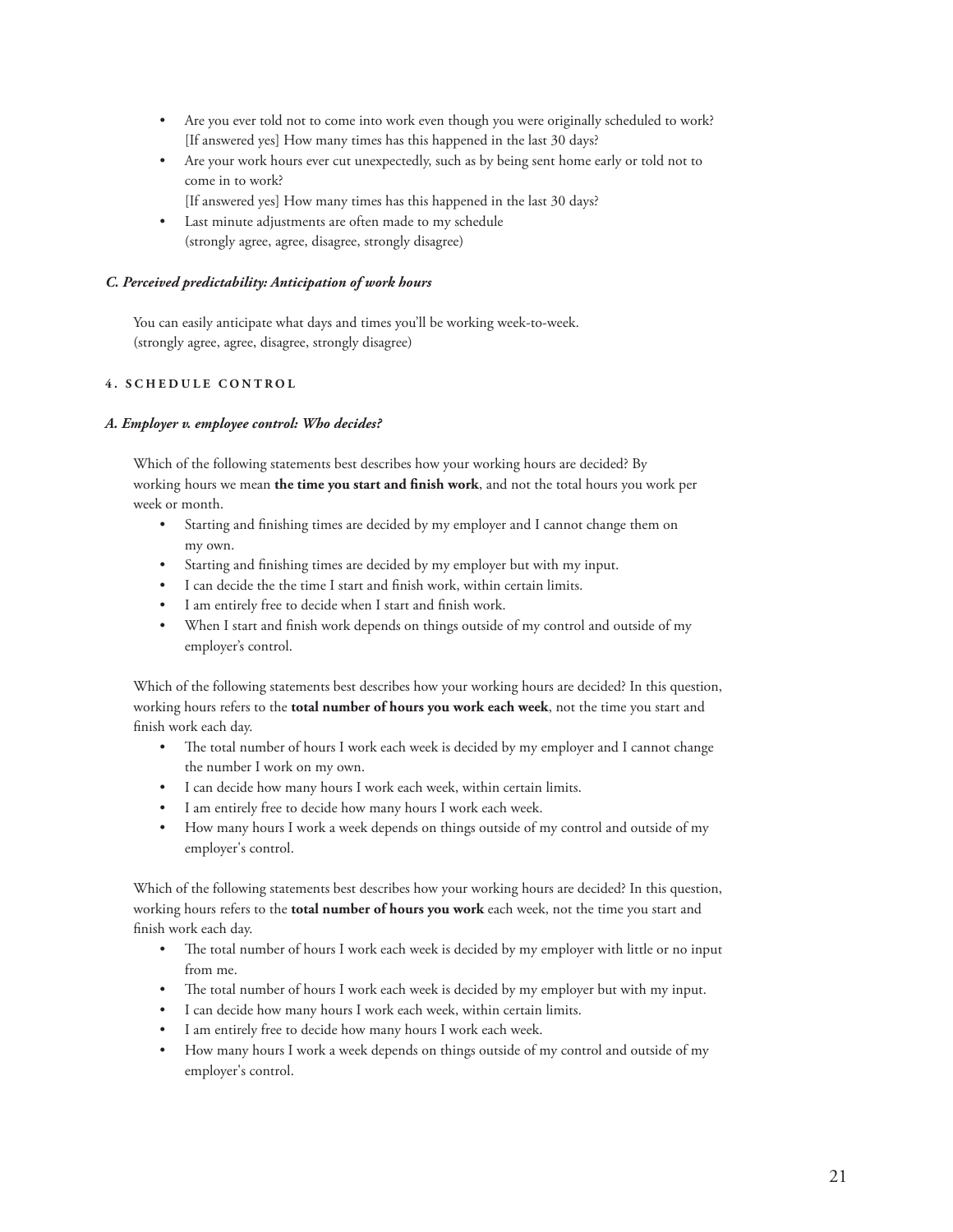- Are you ever told not to come into work even though you were originally scheduled to work? [If answered yes] How many times has this happened in the last 30 days?
- Are your work hours ever cut unexpectedly, such as by being sent home early or told not to come in to work?
  [If answered yes] How many times has this happened in the last 30 days?
- Last minute adjustments are often made to my schedule (strongly agree, agree, disagree, strongly disagree)

#### *C. Perceived predictability: Anticipation of work hours*

You can easily anticipate what days and times you'll be working week-to-week.
(strongly agree, agree, disagree, strongly disagree)

### 4. SCHEDULE CONTROL

#### *A. Employer v. employee control: Who decides?*

Which of the following statements best describes how your working hours are decided? By working hours we mean **the time you start and finish work**, and not the total hours you work per week or month.

- Starting and finishing times are decided by my employer and I cannot change them on my own.
- Starting and finishing times are decided by my employer but with my input.
- I can decide the the time I start and finish work, within certain limits.
- I am entirely free to decide when I start and finish work.
- When I start and finish work depends on things outside of my control and outside of my employer's control.

Which of the following statements best describes how your working hours are decided? In this question, working hours refers to the **total number of hours you work each week**, not the time you start and finish work each day.

- The total number of hours I work each week is decided by my employer and I cannot change the number I work on my own.
- I can decide how many hours I work each week, within certain limits.
- I am entirely free to decide how many hours I work each week.
- How many hours I work a week depends on things outside of my control and outside of my employer's control.

Which of the following statements best describes how your working hours are decided? In this question, working hours refers to the **total number of hours you work** each week, not the time you start and finish work each day.

- The total number of hours I work each week is decided by my employer with little or no input from me.
- The total number of hours I work each week is decided by my employer but with my input.
- I can decide how many hours I work each week, within certain limits.
- I am entirely free to decide how many hours I work each week.
- How many hours I work a week depends on things outside of my control and outside of my employer's control.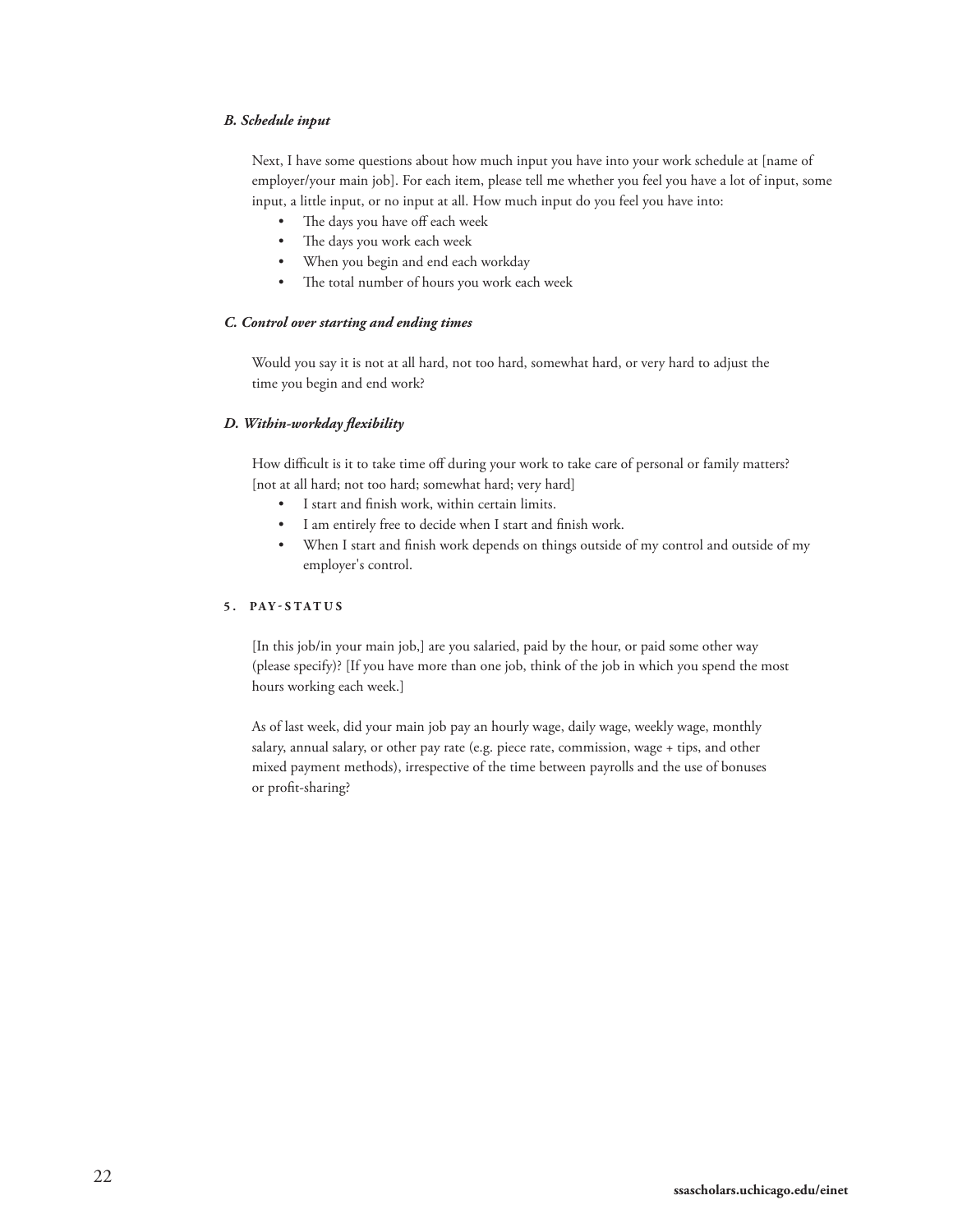### *B. Schedule input*

Next, I have some questions about how much input you have into your work schedule at [name of employer/your main job]. For each item, please tell me whether you feel you have a lot of input, some input, a little input, or no input at all. How much input do you feel you have into:

- The days you have off each week
- The days you work each week
- When you begin and end each workday
- The total number of hours you work each week

### *C. Control over starting and ending times*

Would you say it is not at all hard, not too hard, somewhat hard, or very hard to adjust the time you begin and end work?

### *D. Within-workday flexibility*

How difficult is it to take time off during your work to take care of personal or family matters? [not at all hard; not too hard; somewhat hard; very hard]

- I start and finish work, within certain limits.
- I am entirely free to decide when I start and finish work.
- When I start and finish work depends on things outside of my control and outside of my employer's control.

## 5. PAY-STATUS

[In this job/in your main job,] are you salaried, paid by the hour, or paid some other way (please specify)? [If you have more than one job, think of the job in which you spend the most hours working each week.]

As of last week, did your main job pay an hourly wage, daily wage, weekly wage, monthly salary, annual salary, or other pay rate (e.g. piece rate, commission, wage + tips, and other mixed payment methods), irrespective of the time between payrolls and the use of bonuses or profit-sharing?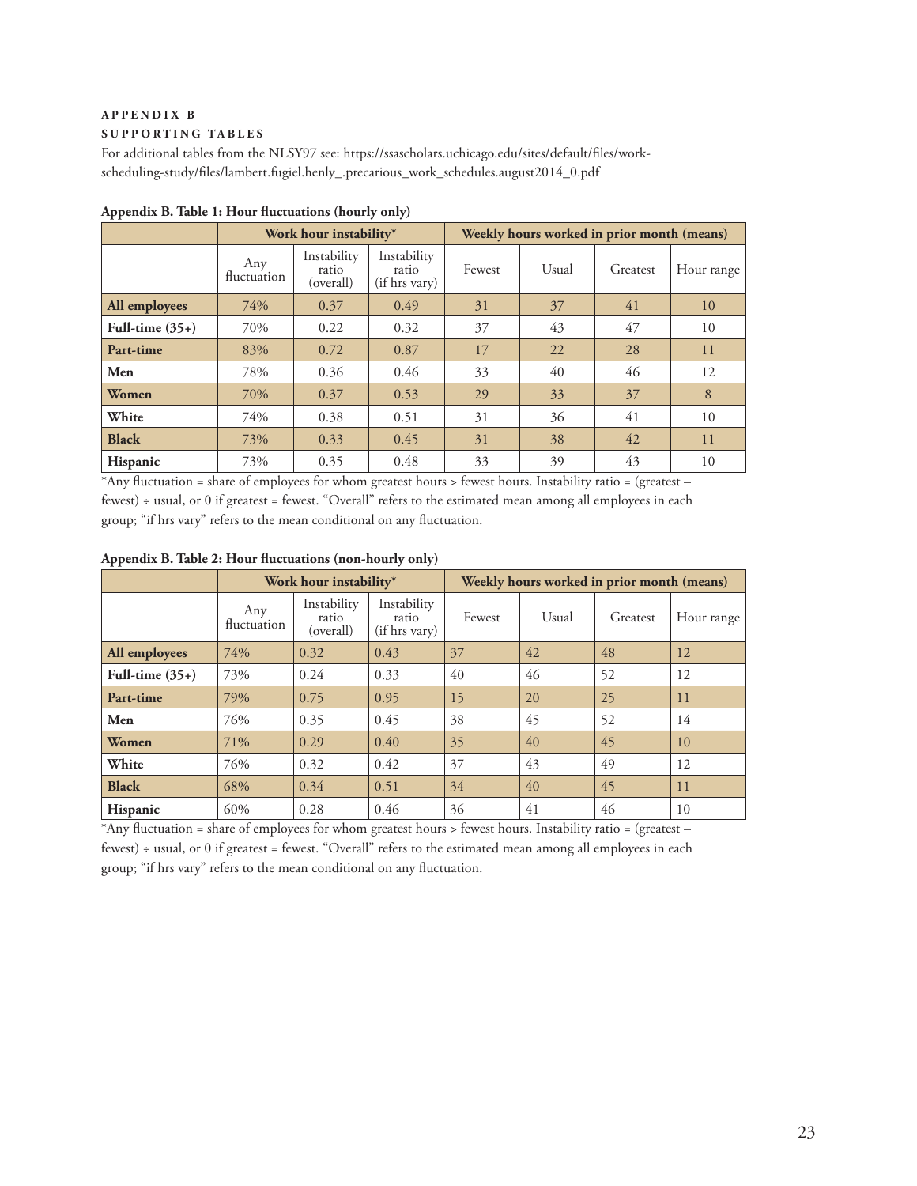## APPENDIX B

### SUPPORTING TABLES

For additional tables from the NLSY97 see: https://ssascholars.uchicago.edu/sites/default/files/work-scheduling-study/files/lambert.fugiel.henly_.precarious_work_schedules.august2014_0.pdf

**Appendix B. Table 1: Hour fluctuations (hourly only)**

| | Work hour instability* | | | Weekly hours worked in prior month (means) | | | |
|---|---|---|---|---|---|---|---|
| | Any fluctuation | Instability ratio (overall) | Instability ratio (if hrs vary) | Fewest | Usual | Greatest | Hour range |
| **All employees** | 74% | 0.37 | 0.49 | 31 | 37 | 41 | 10 |
| **Full-time (35+)** | 70% | 0.22 | 0.32 | 37 | 43 | 47 | 10 |
| **Part-time** | 83% | 0.72 | 0.87 | 17 | 22 | 28 | 11 |
| **Men** | 78% | 0.36 | 0.46 | 33 | 40 | 46 | 12 |
| **Women** | 70% | 0.37 | 0.53 | 29 | 33 | 37 | 8 |
| **White** | 74% | 0.38 | 0.51 | 31 | 36 | 41 | 10 |
| **Black** | 73% | 0.33 | 0.45 | 31 | 38 | 42 | 11 |
| **Hispanic** | 73% | 0.35 | 0.48 | 33 | 39 | 43 | 10 |

*Any fluctuation = share of employees for whom greatest hours > fewest hours. Instability ratio = (greatest – fewest) ÷ usual, or 0 if greatest = fewest. "Overall" refers to the estimated mean among all employees in each group; "if hrs vary" refers to the mean conditional on any fluctuation.

**Appendix B. Table 2: Hour fluctuations (non-hourly only)**

| | Work hour instability* | | | Weekly hours worked in prior month (means) | | | |
|---|---|---|---|---|---|---|---|
| | Any fluctuation | Instability ratio (overall) | Instability ratio (if hrs vary) | Fewest | Usual | Greatest | Hour range |
| **All employees** | 74% | 0.32 | 0.43 | 37 | 42 | 48 | 12 |
| **Full-time (35+)** | 73% | 0.24 | 0.33 | 40 | 46 | 52 | 12 |
| **Part-time** | 79% | 0.75 | 0.95 | 15 | 20 | 25 | 11 |
| **Men** | 76% | 0.35 | 0.45 | 38 | 45 | 52 | 14 |
| **Women** | 71% | 0.29 | 0.40 | 35 | 40 | 45 | 10 |
| **White** | 76% | 0.32 | 0.42 | 37 | 43 | 49 | 12 |
| **Black** | 68% | 0.34 | 0.51 | 34 | 40 | 45 | 11 |
| **Hispanic** | 60% | 0.28 | 0.46 | 36 | 41 | 46 | 10 |

*Any fluctuation = share of employees for whom greatest hours > fewest hours. Instability ratio = (greatest – fewest) ÷ usual, or 0 if greatest = fewest. "Overall" refers to the estimated mean among all employees in each group; "if hrs vary" refers to the mean conditional on any fluctuation.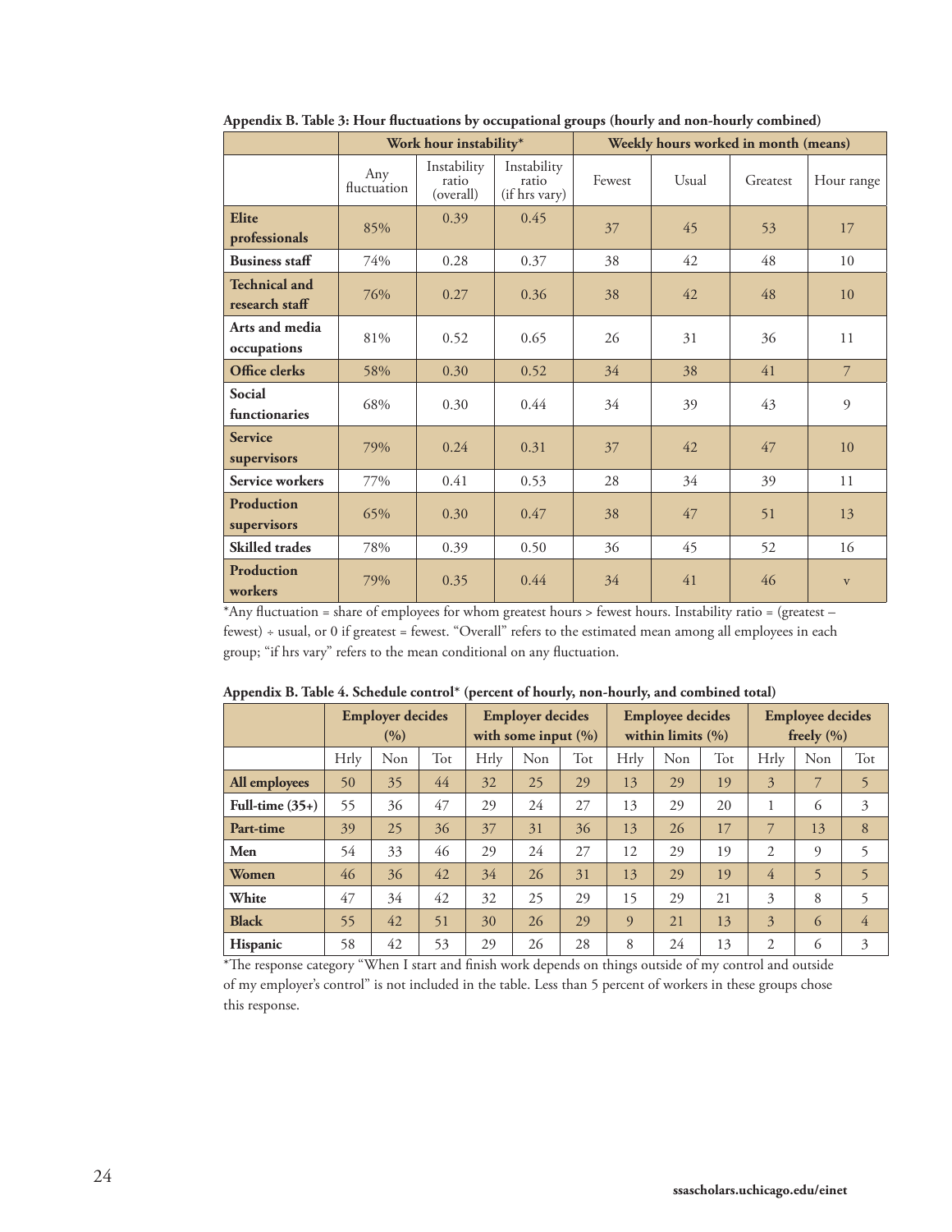**Appendix B. Table 3: Hour fluctuations by occupational groups (hourly and non-hourly combined)**

| | Work hour instability* | | | Weekly hours worked in month (means) | | | |
|---|---|---|---|---|---|---|---|
| | Any fluctuation | Instability ratio (overall) | Instability ratio (if hrs vary) | Fewest | Usual | Greatest | Hour range |
| **Elite professionals** | 85% | 0.39 | 0.45 | 37 | 45 | 53 | 17 |
| **Business staff** | 74% | 0.28 | 0.37 | 38 | 42 | 48 | 10 |
| **Technical and research staff** | 76% | 0.27 | 0.36 | 38 | 42 | 48 | 10 |
| **Arts and media occupations** | 81% | 0.52 | 0.65 | 26 | 31 | 36 | 11 |
| **Office clerks** | 58% | 0.30 | 0.52 | 34 | 38 | 41 | 7 |
| **Social functionaries** | 68% | 0.30 | 0.44 | 34 | 39 | 43 | 9 |
| **Service supervisors** | 79% | 0.24 | 0.31 | 37 | 42 | 47 | 10 |
| **Service workers** | 77% | 0.41 | 0.53 | 28 | 34 | 39 | 11 |
| **Production supervisors** | 65% | 0.30 | 0.47 | 38 | 47 | 51 | 13 |
| **Skilled trades** | 78% | 0.39 | 0.50 | 36 | 45 | 52 | 16 |
| **Production workers** | 79% | 0.35 | 0.44 | 34 | 41 | 46 | v |

*Any fluctuation = share of employees for whom greatest hours > fewest hours. Instability ratio = (greatest – fewest) ÷ usual, or 0 if greatest = fewest. "Overall" refers to the estimated mean among all employees in each group; "if hrs vary" refers to the mean conditional on any fluctuation.

**Appendix B. Table 4. Schedule control* (percent of hourly, non-hourly, and combined total)**

| | Employer decides (%) | | | Employer decides with some input (%) | | | Employee decides within limits (%) | | | Employee decides freely (%) | | |
|---|---|---|---|---|---|---|---|---|---|---|---|---|
| | Hrly | Non | Tot | Hrly | Non | Tot | Hrly | Non | Tot | Hrly | Non | Tot |
| **All employees** | 50 | 35 | 44 | 32 | 25 | 29 | 13 | 29 | 19 | 3 | 7 | 5 |
| **Full-time (35+)** | 55 | 36 | 47 | 29 | 24 | 27 | 13 | 29 | 20 | 1 | 6 | 3 |
| **Part-time** | 39 | 25 | 36 | 37 | 31 | 36 | 13 | 26 | 17 | 7 | 13 | 8 |
| **Men** | 54 | 33 | 46 | 29 | 24 | 27 | 12 | 29 | 19 | 2 | 9 | 5 |
| **Women** | 46 | 36 | 42 | 34 | 26 | 31 | 13 | 29 | 19 | 4 | 5 | 5 |
| **White** | 47 | 34 | 42 | 32 | 25 | 29 | 15 | 29 | 21 | 3 | 8 | 5 |
| **Black** | 55 | 42 | 51 | 30 | 26 | 29 | 9 | 21 | 13 | 3 | 6 | 4 |
| **Hispanic** | 58 | 42 | 53 | 29 | 26 | 28 | 8 | 24 | 13 | 2 | 6 | 3 |

*The response category "When I start and finish work depends on things outside of my control and outside of my employer's control" is not included in the table. Less than 5 percent of workers in these groups chose this response.